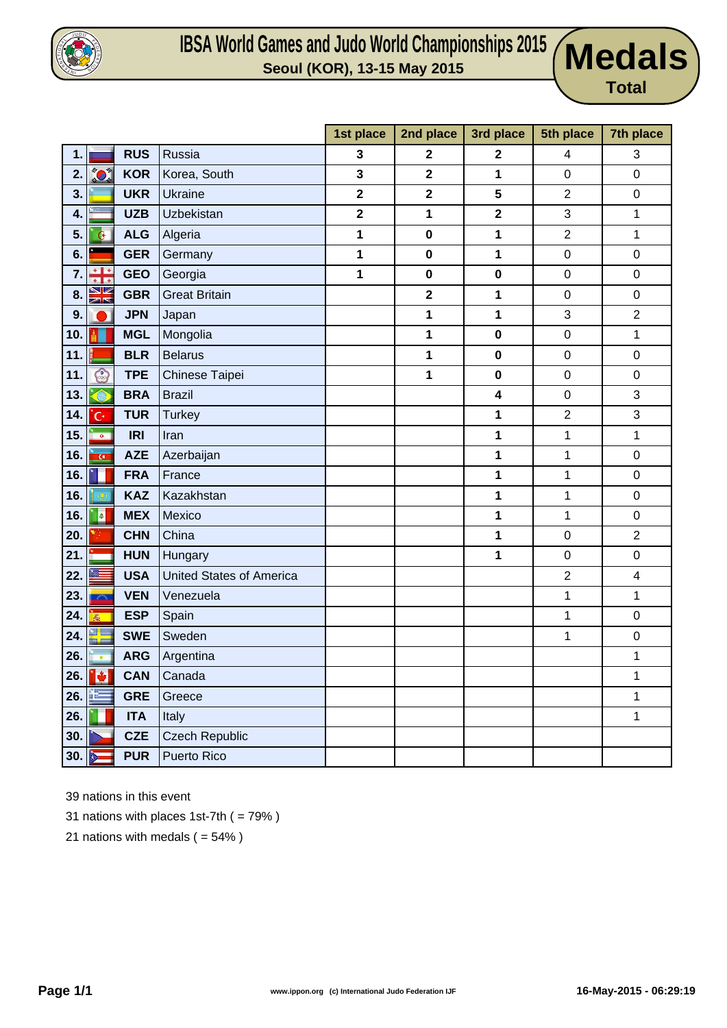# IBSA World Games and Judo World Championships 2015

**Seoul (KOR), 13-15 May 2015**

## Medals Total

| | | | | 1st place | 2nd place | 3rd place | 5th place | 7th place |
|---|---|---|---|---|---|---|---|---|
| 1. | | RUS | Russia | 3 | 2 | 2 | 4 | 3 |
| 2. | | KOR | Korea, South | 3 | 2 | 1 | 0 | 0 |
| 3. | | UKR | Ukraine | 2 | 2 | 5 | 2 | 0 |
| 4. | | UZB | Uzbekistan | 2 | 1 | 2 | 3 | 1 |
| 5. | | ALG | Algeria | 1 | 0 | 1 | 2 | 1 |
| 6. | | GER | Germany | 1 | 0 | 1 | 0 | 0 |
| 7. | | GEO | Georgia | 1 | 0 | 0 | 0 | 0 |
| 8. | | GBR | Great Britain | | 2 | 1 | 0 | 0 |
| 9. | | JPN | Japan | | 1 | 1 | 3 | 2 |
| 10. | | MGL | Mongolia | | 1 | 0 | 0 | 1 |
| 11. | | BLR | Belarus | | 1 | 0 | 0 | 0 |
| 11. | | TPE | Chinese Taipei | | 1 | 0 | 0 | 0 |
| 13. | | BRA | Brazil | | | 4 | 0 | 3 |
| 14. | | TUR | Turkey | | | 1 | 2 | 3 |
| 15. | | IRI | Iran | | | 1 | 1 | 1 |
| 16. | | AZE | Azerbaijan | | | 1 | 1 | 0 |
| 16. | | FRA | France | | | 1 | 1 | 0 |
| 16. | | KAZ | Kazakhstan | | | 1 | 1 | 0 |
| 16. | | MEX | Mexico | | | 1 | 1 | 0 |
| 20. | | CHN | China | | | 1 | 0 | 2 |
| 21. | | HUN | Hungary | | | 1 | 0 | 0 |
| 22. | | USA | United States of America | | | | 2 | 4 |
| 23. | | VEN | Venezuela | | | | 1 | 1 |
| 24. | | ESP | Spain | | | | 1 | 0 |
| 24. | | SWE | Sweden | | | | 1 | 0 |
| 26. | | ARG | Argentina | | | | | 1 |
| 26. | | CAN | Canada | | | | | 1 |
| 26. | | GRE | Greece | | | | | 1 |
| 26. | | ITA | Italy | | | | | 1 |
| 30. | | CZE | Czech Republic | | | | | |
| 30. | | PUR | Puerto Rico | | | | | |

39 nations in this event

31 nations with places 1st-7th ( = 79% )

21 nations with medals ( = 54% )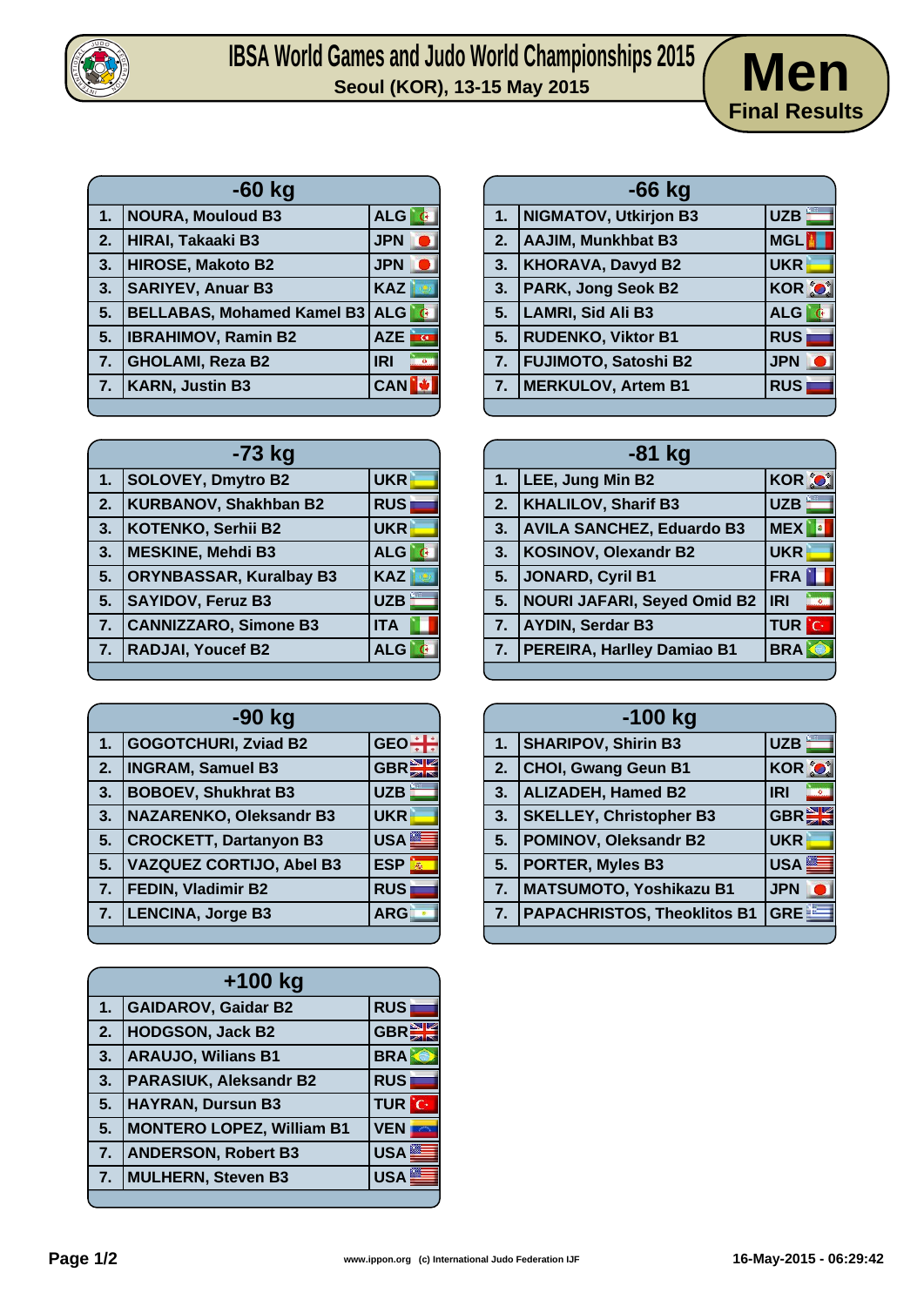# IBSA World Games and Judo World Championships 2015

**Seoul (KOR), 13-15 May 2015**

## Men Final Results

| -60 kg | | |
|---|---|---|
| 1. | NOURA, Mouloud B3 | ALG |
| 2. | HIRAI, Takaaki B3 | JPN |
| 3. | HIROSE, Makoto B2 | JPN |
| 3. | SARIYEV, Anuar B3 | KAZ |
| 5. | BELLABAS, Mohamed Kamel B3 | ALG |
| 5. | IBRAHIMOV, Ramin B2 | AZE |
| 7. | GHOLAMI, Reza B2 | IRI |
| 7. | KARN, Justin B3 | CAN |

| -66 kg | | |
|---|---|---|
| 1. | NIGMATOV, Utkirjon B3 | UZB |
| 2. | AAJIM, Munkhbat B3 | MGL |
| 3. | KHORAVA, Davyd B2 | UKR |
| 3. | PARK, Jong Seok B2 | KOR |
| 5. | LAMRI, Sid Ali B3 | ALG |
| 5. | RUDENKO, Viktor B1 | RUS |
| 7. | FUJIMOTO, Satoshi B2 | JPN |
| 7. | MERKULOV, Artem B1 | RUS |

| -73 kg | | |
|---|---|---|
| 1. | SOLOVEY, Dmytro B2 | UKR |
| 2. | KURBANOV, Shakhban B2 | RUS |
| 3. | KOTENKO, Serhii B2 | UKR |
| 3. | MESKINE, Mehdi B3 | ALG |
| 5. | ORYNBASSAR, Kuralbay B3 | KAZ |
| 5. | SAYIDOV, Feruz B3 | UZB |
| 7. | CANNIZZARO, Simone B3 | ITA |
| 7. | RADJAI, Youcef B2 | ALG |

| -81 kg | | |
|---|---|---|
| 1. | LEE, Jung Min B2 | KOR |
| 2. | KHALILOV, Sharif B3 | UZB |
| 3. | AVILA SANCHEZ, Eduardo B3 | MEX |
| 3. | KOSINOV, Olexandr B2 | UKR |
| 5. | JONARD, Cyril B1 | FRA |
| 5. | NOURI JAFARI, Seyed Omid B2 | IRI |
| 7. | AYDIN, Serdar B3 | TUR |
| 7. | PEREIRA, Harlley Damiao B1 | BRA |

| -90 kg | | |
|---|---|---|
| 1. | GOGOTCHURI, Zviad B2 | GEO |
| 2. | INGRAM, Samuel B3 | GBR |
| 3. | BOBOEV, Shukhrat B3 | UZB |
| 3. | NAZARENKO, Oleksandr B3 | UKR |
| 5. | CROCKETT, Dartanyon B3 | USA |
| 5. | VAZQUEZ CORTIJO, Abel B3 | ESP |
| 7. | FEDIN, Vladimir B2 | RUS |
| 7. | LENCINA, Jorge B3 | ARG |

| -100 kg | | |
|---|---|---|
| 1. | SHARIPOV, Shirin B3 | UZB |
| 2. | CHOI, Gwang Geun B1 | KOR |
| 3. | ALIZADEH, Hamed B2 | IRI |
| 3. | SKELLEY, Christopher B3 | GBR |
| 5. | POMINOV, Oleksandr B2 | UKR |
| 5. | PORTER, Myles B3 | USA |
| 7. | MATSUMOTO, Yoshikazu B1 | JPN |
| 7. | PAPACHRISTOS, Theoklitos B1 | GRE |

| +100 kg | | |
|---|---|---|
| 1. | GAIDAROV, Gaidar B2 | RUS |
| 2. | HODGSON, Jack B2 | GBR |
| 3. | ARAUJO, Wilians B1 | BRA |
| 3. | PARASIUK, Aleksandr B2 | RUS |
| 5. | HAYRAN, Dursun B3 | TUR |
| 5. | MONTERO LOPEZ, William B1 | VEN |
| 7. | ANDERSON, Robert B3 | USA |
| 7. | MULHERN, Steven B3 | USA |

www.ippon.org (c) International Judo Federation IJF

16-May-2015 - 06:29:42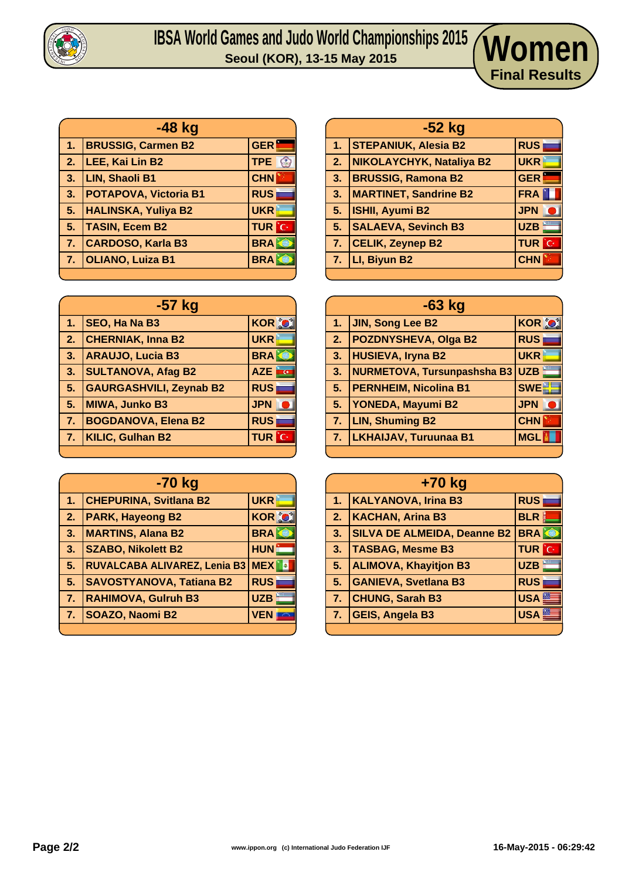# IBSA World Games and Judo World Championships 2015

Seoul (KOR), 13-15 May 2015

## Women

### Final Results

| -48 kg | | |
|---|---|---|
| 1. | BRUSSIG, Carmen B2 | GER |
| 2. | LEE, Kai Lin B2 | TPE |
| 3. | LIN, Shaoli B1 | CHN |
| 3. | POTAPOVA, Victoria B1 | RUS |
| 5. | HALINSKA, Yuliya B2 | UKR |
| 5. | TASIN, Ecem B2 | TUR |
| 7. | CARDOSO, Karla B3 | BRA |
| 7. | OLIANO, Luiza B1 | BRA |

| -52 kg | | |
|---|---|---|
| 1. | STEPANIUK, Alesia B2 | RUS |
| 2. | NIKOLAYCHYK, Nataliya B2 | UKR |
| 3. | BRUSSIG, Ramona B2 | GER |
| 3. | MARTINET, Sandrine B2 | FRA |
| 5. | ISHII, Ayumi B2 | JPN |
| 5. | SALAEVA, Sevinch B3 | UZB |
| 7. | CELIK, Zeynep B2 | TUR |
| 7. | LI, Biyun B2 | CHN |

| -57 kg | | |
|---|---|---|
| 1. | SEO, Ha Na B3 | KOR |
| 2. | CHERNIAK, Inna B2 | UKR |
| 3. | ARAUJO, Lucia B3 | BRA |
| 3. | SULTANOVA, Afag B2 | AZE |
| 5. | GAURGASHVILI, Zeynab B2 | RUS |
| 5. | MIWA, Junko B3 | JPN |
| 7. | BOGDANOVA, Elena B2 | RUS |
| 7. | KILIC, Gulhan B2 | TUR |

| -63 kg | | |
|---|---|---|
| 1. | JIN, Song Lee B2 | KOR |
| 2. | POZDNYSHEVA, Olga B2 | RUS |
| 3. | HUSIEVA, Iryna B2 | UKR |
| 3. | NURMETOVA, Tursunpashsha B3 | UZB |
| 5. | PERNHEIM, Nicolina B1 | SWE |
| 5. | YONEDA, Mayumi B2 | JPN |
| 7. | LIN, Shuming B2 | CHN |
| 7. | LKHAIJAV, Turuunaa B1 | MGL |

| -70 kg | | |
|---|---|---|
| 1. | CHEPURINA, Svitlana B2 | UKR |
| 2. | PARK, Hayeong B2 | KOR |
| 3. | MARTINS, Alana B2 | BRA |
| 3. | SZABO, Nikolett B2 | HUN |
| 5. | RUVALCABA ALIVAREZ, Lenia B3 | MEX |
| 5. | SAVOSTYANOVA, Tatiana B2 | RUS |
| 7. | RAHIMOVA, Gulruh B3 | UZB |
| 7. | SOAZO, Naomi B2 | VEN |

| +70 kg | | |
|---|---|---|
| 1. | KALYANOVA, Irina B3 | RUS |
| 2. | KACHAN, Arina B3 | BLR |
| 3. | SILVA DE ALMEIDA, Deanne B2 | BRA |
| 3. | TASBAG, Mesme B3 | TUR |
| 5. | ALIMOVA, Khayitjon B3 | UZB |
| 5. | GANIEVA, Svetlana B3 | RUS |
| 7. | CHUNG, Sarah B3 | USA |
| 7. | GEIS, Angela B3 | USA |

www.ippon.org (c) International Judo Federation IJF

16-May-2015 - 06:29:42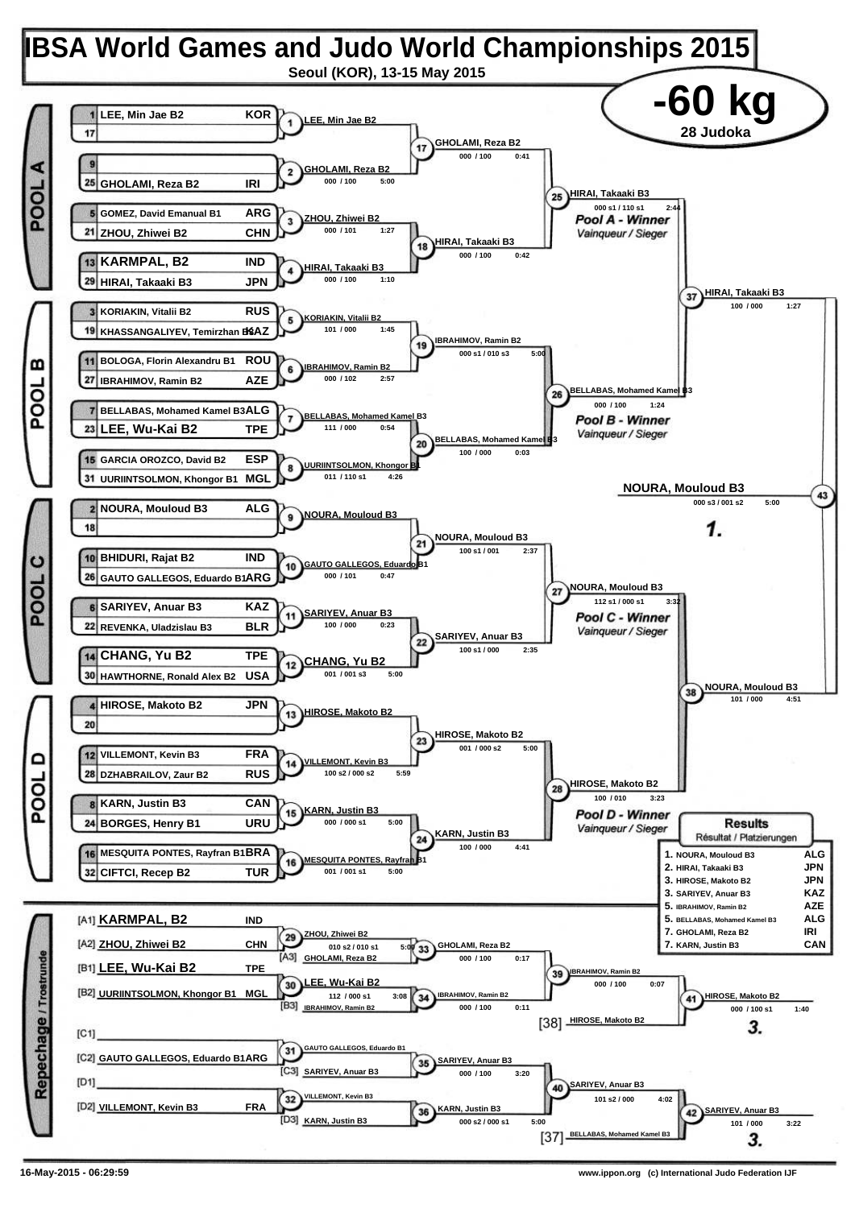# IBSA World Games and Judo World Championships 2015

**Seoul (KOR), 13-15 May 2015**

## -60 kg

**28 Judoka**

## POOL A

| Seed | Name | Country |
|---|---|---|
| 1 | LEE, Min Jae B2 | KOR |
| 17 | | |
| 9 | | |
| 25 | GHOLAMI, Reza B2 | IRI |
| 5 | GOMEZ, David Emanual B1 | ARG |
| 21 | ZHOU, Zhiwei B2 | CHN |
| 13 | KARMPAL, B2 | IND |
| 29 | HIRAI, Takaaki B3 | JPN |

| Contest | Winner | Score | Time |
|---|---|---|---|
| 1 | LEE, Min Jae B2 | | |
| 2 | GHOLAMI, Reza B2 | 000 / 100 | 5:00 |
| 3 | ZHOU, Zhiwei B2 | 000 / 101 | 1:27 |
| 4 | HIRAI, Takaaki B3 | 000 / 100 | 1:10 |
| 17 | GHOLAMI, Reza B2 | 000 / 100 | 0:41 |
| 18 | HIRAI, Takaaki B3 | 000 / 100 | 0:42 |
| 25 | HIRAI, Takaaki B3 | 000 s1 / 110 s1 | 2:44 |

Pool A - Winner / Vainqueur / Sieger: HIRAI, Takaaki B3

## POOL B

| Seed | Name | Country |
|---|---|---|
| 3 | KORIAKIN, Vitalii B2 | RUS |
| 19 | KHASSANGALIYEV, Temirzhan B2 | KAZ |
| 11 | BOLOGA, Florin Alexandru B1 | ROU |
| 27 | IBRAHIMOV, Ramin B2 | AZE |
| 7 | BELLABAS, Mohamed Kamel B3 | ALG |
| 23 | LEE, Wu-Kai B2 | TPE |
| 15 | GARCIA OROZCO, David B2 | ESP |
| 31 | UURIINTSOLMON, Khongor B1 | MGL |

| Contest | Winner | Score | Time |
|---|---|---|---|
| 5 | KORIAKIN, Vitalii B2 | 101 / 000 | 1:45 |
| 6 | IBRAHIMOV, Ramin B2 | 000 / 102 | 2:57 |
| 7 | BELLABAS, Mohamed Kamel B3 | 111 / 000 | 0:54 |
| 8 | UURIINTSOLMON, Khongor B1 | 011 / 110 s1 | 4:26 |
| 19 | IBRAHIMOV, Ramin B2 | 000 s1 / 010 s3 | 5:00 |
| 20 | BELLABAS, Mohamed Kamel B3 | 100 / 000 | 0:03 |
| 26 | BELLABAS, Mohamed Kamel B3 | 000 / 100 | 1:24 |

Pool B - Winner / Vainqueur / Sieger: BELLABAS, Mohamed Kamel B3

Contest 37: HIRAI, Takaaki B3 — 100 / 000 — 1:27

## POOL C

| Seed | Name | Country |
|---|---|---|
| 2 | NOURA, Mouloud B3 | ALG |
| 18 | | |
| 10 | BHIDURI, Rajat B2 | IND |
| 26 | GAUTO GALLEGOS, Eduardo B1 | ARG |
| 6 | SARIYEV, Anuar B3 | KAZ |
| 22 | REVENKA, Uladzislau B3 | BLR |
| 14 | CHANG, Yu B2 | TPE |
| 30 | HAWTHORNE, Ronald Alex B2 | USA |

| Contest | Winner | Score | Time |
|---|---|---|---|
| 9 | NOURA, Mouloud B3 | | |
| 10 | GAUTO GALLEGOS, Eduardo B1 | 000 / 101 | 0:47 |
| 11 | SARIYEV, Anuar B3 | 100 / 000 | 0:23 |
| 12 | CHANG, Yu B2 | 001 / 001 s3 | 5:00 |
| 21 | NOURA, Mouloud B3 | 100 s1 / 001 | 2:37 |
| 22 | SARIYEV, Anuar B3 | 100 s1 / 000 | 2:35 |
| 27 | NOURA, Mouloud B3 | 112 s1 / 000 s1 | 3:32 |

Pool C - Winner / Vainqueur / Sieger: NOURA, Mouloud B3

## POOL D

| Seed | Name | Country |
|---|---|---|
| 4 | HIROSE, Makoto B2 | JPN |
| 20 | | |
| 12 | VILLEMONT, Kevin B3 | FRA |
| 28 | DZHABRAILOV, Zaur B2 | RUS |
| 8 | KARN, Justin B3 | CAN |
| 24 | BORGES, Henry B1 | URU |
| 16 | MESQUITA PONTES, Rayfran B1 | BRA |
| 32 | CIFTCI, Recep B2 | TUR |

| Contest | Winner | Score | Time |
|---|---|---|---|
| 13 | HIROSE, Makoto B2 | | |
| 14 | VILLEMONT, Kevin B3 | 100 s2 / 000 s2 | 5:59 |
| 15 | KARN, Justin B3 | 000 / 000 s1 | 5:00 |
| 16 | MESQUITA PONTES, Rayfran B1 | 001 / 001 s1 | 5:00 |
| 23 | HIROSE, Makoto B2 | 001 / 000 s2 | 5:00 |
| 24 | KARN, Justin B3 | 100 / 000 | 4:41 |
| 28 | HIROSE, Makoto B2 | 100 / 010 | 3:23 |

Pool D - Winner / Vainqueur / Sieger: HIROSE, Makoto B2

Contest 38: NOURA, Mouloud B3 — 101 / 000 — 4:51

## Final

Contest 43: NOURA, Mouloud B3 — 000 s3 / 001 s2 — 5:00 — **1.**

## Repechage / Trostrunde

| Slot | Name | Country |
|---|---|---|
| [A1] | KARMPAL, B2 | IND |
| [A2] | ZHOU, Zhiwei B2 | CHN |
| [B1] | LEE, Wu-Kai B2 | TPE |
| [B2] | UURIINTSOLMON, Khongor B1 | MGL |
| [C1] | | |
| [C2] | GAUTO GALLEGOS, Eduardo B1 | ARG |
| [D1] | | |
| [D2] | VILLEMONT, Kevin B3 | FRA |

| Contest | Winner | Score | Time |
|---|---|---|---|
| 29 | ZHOU, Zhiwei B2 | 010 s2 / 010 s1 | 5:00 |
| 33 | GHOLAMI, Reza B2 [A3] vs ZHOU — winner GHOLAMI, Reza B2 | 000 / 100 | 0:17 |
| 30 | LEE, Wu-Kai B2 | 112 / 000 s1 | 3:08 |
| 34 | IBRAHIMOV, Ramin B2 [B3] — winner IBRAHIMOV, Ramin B2 | 000 / 100 | 0:11 |
| 39 | IBRAHIMOV, Ramin B2 | 000 / 100 | 0:07 |
| 41 | HIROSE, Makoto B2 [38] — winner HIROSE, Makoto B2 | 000 / 100 s1 | 1:40 |
| 31 | GAUTO GALLEGOS, Eduardo B1 | | |
| 35 | SARIYEV, Anuar B3 [C3] — winner SARIYEV, Anuar B3 | 000 / 100 | 3:20 |
| 32 | VILLEMONT, Kevin B3 | | |
| 36 | KARN, Justin B3 [D3] — winner KARN, Justin B3 | 000 s2 / 000 s1 | 5:00 |
| 40 | SARIYEV, Anuar B3 | 101 s2 / 000 | 4:02 |
| 42 | SARIYEV, Anuar B3 vs BELLABAS, Mohamed Kamel B3 [37] — winner SARIYEV, Anuar B3 | 101 / 000 | 3:22 |

HIROSE, Makoto B2 — **3.**

SARIYEV, Anuar B3 — **3.**

## Results / Résultat / Platzierungen

| Place | Name | Country |
|---|---|---|
| 1. | NOURA, Mouloud B3 | ALG |
| 2. | HIRAI, Takaaki B3 | JPN |
| 3. | HIROSE, Makoto B2 | JPN |
| 3. | SARIYEV, Anuar B3 | KAZ |
| 5. | IBRAHIMOV, Ramin B2 | AZE |
| 5. | BELLABAS, Mohamed Kamel B3 | ALG |
| 7. | GHOLAMI, Reza B2 | IRI |
| 7. | KARN, Justin B3 | CAN |

16-May-2015 - 06:29:59

www.ippon.org (c) International Judo Federation IJF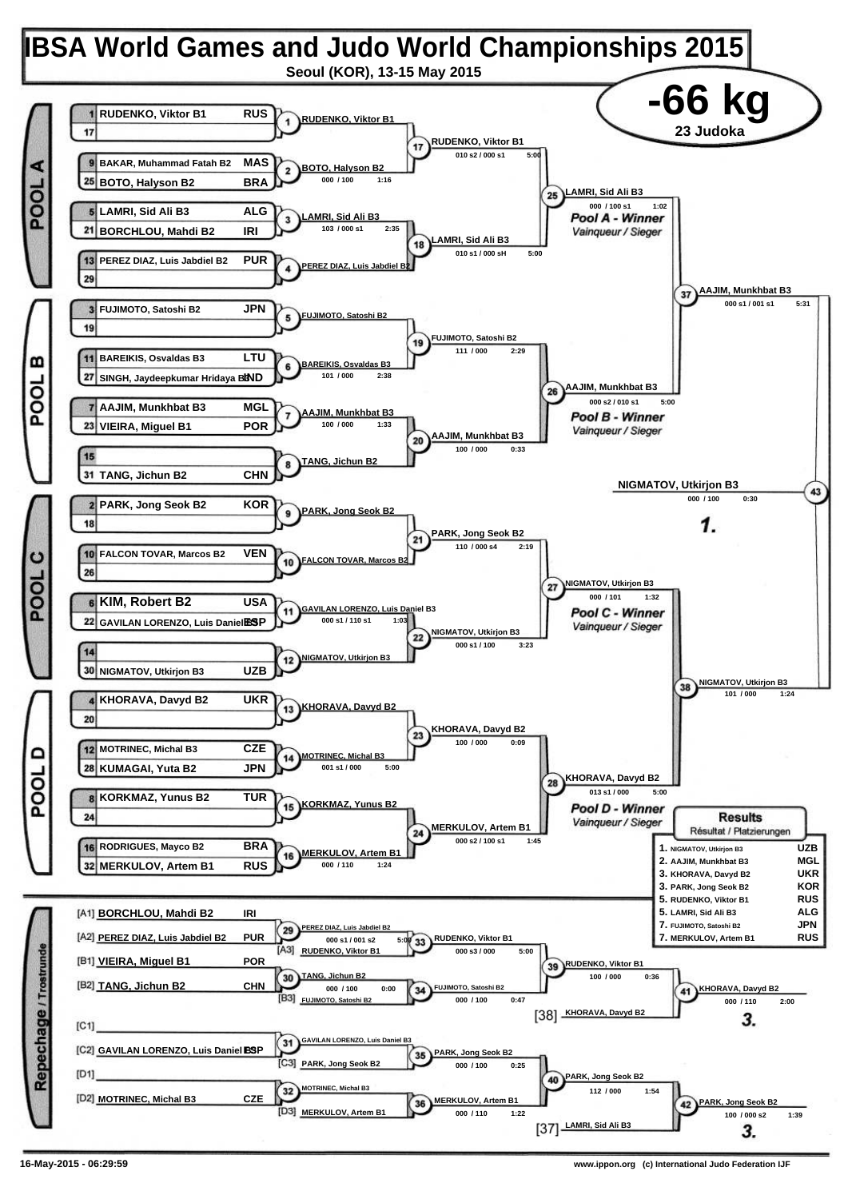# IBSA World Games and Judo World Championships 2015

**Seoul (KOR), 13-15 May 2015**

## -66 kg

**23 Judoka**

### POOL A

| Seed | Name | Country |
|---|---|---|
| 1 | RUDENKO, Viktor B1 | RUS |
| 17 | | |
| 9 | BAKAR, Muhammad Fatah B2 | MAS |
| 25 | BOTO, Halyson B2 | BRA |
| 5 | LAMRI, Sid Ali B3 | ALG |
| 21 | BORCHLOU, Mahdi B2 | IRI |
| 13 | PEREZ DIAZ, Luis Jabdiel B2 | PUR |
| 29 | | |

- Contest 1: RUDENKO, Viktor B1
- Contest 2: BOTO, Halyson B2 — 000 / 100 — 1:16
- Contest 3: LAMRI, Sid Ali B3 — 103 / 000 s1 — 2:35
- Contest 4: PEREZ DIAZ, Luis Jabdiel B2
- Contest 17: RUDENKO, Viktor B1 — 010 s2 / 000 s1 — 5:00
- Contest 18: LAMRI, Sid Ali B3 — 010 s1 / 000 sH — 5:00
- Contest 25: LAMRI, Sid Ali B3 — 000 / 100 s1 — 1:02 — *Pool A - Winner* / *Vainqueur / Sieger*

### POOL B

| Seed | Name | Country |
|---|---|---|
| 3 | FUJIMOTO, Satoshi B2 | JPN |
| 19 | | |
| 11 | BAREIKIS, Osvaldas B3 | LTU |
| 27 | SINGH, Jaydeepkumar Hridaya B1 | IND |
| 7 | AAJIM, Munkhbat B3 | MGL |
| 23 | VIEIRA, Miguel B1 | POR |
| 15 | | |
| 31 | TANG, Jichun B2 | CHN |

- Contest 5: FUJIMOTO, Satoshi B2
- Contest 6: BAREIKIS, Osvaldas B3 — 101 / 000 — 2:38
- Contest 7: AAJIM, Munkhbat B3 — 100 / 000 — 1:33
- Contest 8: TANG, Jichun B2
- Contest 19: FUJIMOTO, Satoshi B2 — 111 / 000 — 2:29
- Contest 20: AAJIM, Munkhbat B3 — 100 / 000 — 0:33
- Contest 26: AAJIM, Munkhbat B3 — 000 s2 / 010 s1 — 5:00 — *Pool B - Winner* / *Vainqueur / Sieger*

### POOL C

| Seed | Name | Country |
|---|---|---|
| 2 | PARK, Jong Seok B2 | KOR |
| 18 | | |
| 10 | FALCON TOVAR, Marcos B2 | VEN |
| 26 | | |
| 6 | KIM, Robert B2 | USA |
| 22 | GAVILAN LORENZO, Luis Daniel B3 | ESP |
| 14 | | |
| 30 | NIGMATOV, Utkirjon B3 | UZB |

- Contest 9: PARK, Jong Seok B2
- Contest 10: FALCON TOVAR, Marcos B2
- Contest 11: GAVILAN LORENZO, Luis Daniel B3 — 000 s1 / 110 s1 — 1:03
- Contest 12: NIGMATOV, Utkirjon B3
- Contest 21: PARK, Jong Seok B2 — 110 / 000 s4 — 2:19
- Contest 22: NIGMATOV, Utkirjon B3 — 000 s1 / 100 — 3:23
- Contest 27: NIGMATOV, Utkirjon B3 — 000 / 101 — 1:32 — *Pool C - Winner* / *Vainqueur / Sieger*

### POOL D

| Seed | Name | Country |
|---|---|---|
| 4 | KHORAVA, Davyd B2 | UKR |
| 20 | | |
| 12 | MOTRINEC, Michal B3 | CZE |
| 28 | KUMAGAI, Yuta B2 | JPN |
| 8 | KORKMAZ, Yunus B2 | TUR |
| 24 | | |
| 16 | RODRIGUES, Mayco B2 | BRA |
| 32 | MERKULOV, Artem B1 | RUS |

- Contest 13: KHORAVA, Davyd B2
- Contest 14: MOTRINEC, Michal B3 — 001 s1 / 000 — 5:00
- Contest 15: KORKMAZ, Yunus B2
- Contest 16: MERKULOV, Artem B1 — 000 / 110 — 1:24
- Contest 23: KHORAVA, Davyd B2 — 100 / 000 — 0:09
- Contest 24: MERKULOV, Artem B1 — 000 s2 / 100 s1 — 1:45
- Contest 28: KHORAVA, Davyd B2 — 013 s1 / 000 — 5:00 — *Pool D - Winner* / *Vainqueur / Sieger*

### Semi-finals and Final

- Contest 37: AAJIM, Munkhbat B3 — 000 s1 / 001 s1 — 5:31
- Contest 38: NIGMATOV, Utkirjon B3 — 101 / 000 — 1:24
- Contest 43: NIGMATOV, Utkirjon B3 — 000 / 100 — 0:30 — **1.**

### Repechage / Trostrunde

| Slot | Name | Country |
|---|---|---|
| [A1] | BORCHLOU, Mahdi B2 | IRI |
| [A2] | PEREZ DIAZ, Luis Jabdiel B2 | PUR |
| [B1] | VIEIRA, Miguel B1 | POR |
| [B2] | TANG, Jichun B2 | CHN |
| [C1] | | |
| [C2] | GAVILAN LORENZO, Luis Daniel B3 | ESP |
| [D1] | | |
| [D2] | MOTRINEC, Michal B3 | CZE |

- Contest 29: PEREZ DIAZ, Luis Jabdiel B2 — 000 s1 / 001 s2 — 5:00
- Contest 33: [A3] RUDENKO, Viktor B1 vs PEREZ DIAZ — RUDENKO, Viktor B1 — 000 s3 / 000 — 5:00
- Contest 30: TANG, Jichun B2 — 000 / 100 — 0:00
- Contest 34: [B3] FUJIMOTO, Satoshi B2 vs TANG — FUJIMOTO, Satoshi B2 — 000 / 100 — 0:47
- Contest 39: RUDENKO, Viktor B1 — 100 / 000 — 0:36
- Contest 41: [38] KHORAVA, Davyd B2 vs RUDENKO — KHORAVA, Davyd B2 — 000 / 110 — 2:00 — **3.**
- Contest 31: GAVILAN LORENZO, Luis Daniel B3
- Contest 35: [C3] PARK, Jong Seok B2 vs GAVILAN LORENZO — PARK, Jong Seok B2 — 000 / 100 — 0:25
- Contest 32: MOTRINEC, Michal B3
- Contest 36: [D3] MERKULOV, Artem B1 vs MOTRINEC — MERKULOV, Artem B1 — 000 / 110 — 1:22
- Contest 40: PARK, Jong Seok B2 — 112 / 000 — 1:54
- Contest 42: [37] LAMRI, Sid Ali B3 vs PARK — PARK, Jong Seok B2 — 100 / 000 s2 — 1:39 — **3.**

### Results

*Résultat / Platzierungen*

| Place | Name | Country |
|---|---|---|
| 1. | NIGMATOV, Utkirjon B3 | UZB |
| 2. | AAJIM, Munkhbat B3 | MGL |
| 3. | KHORAVA, Davyd B2 | UKR |
| 3. | PARK, Jong Seok B2 | KOR |
| 5. | RUDENKO, Viktor B1 | RUS |
| 5. | LAMRI, Sid Ali B3 | ALG |
| 7. | FUJIMOTO, Satoshi B2 | JPN |
| 7. | MERKULOV, Artem B1 | RUS |

16-May-2015 - 06:29:59

www.ippon.org (c) International Judo Federation IJF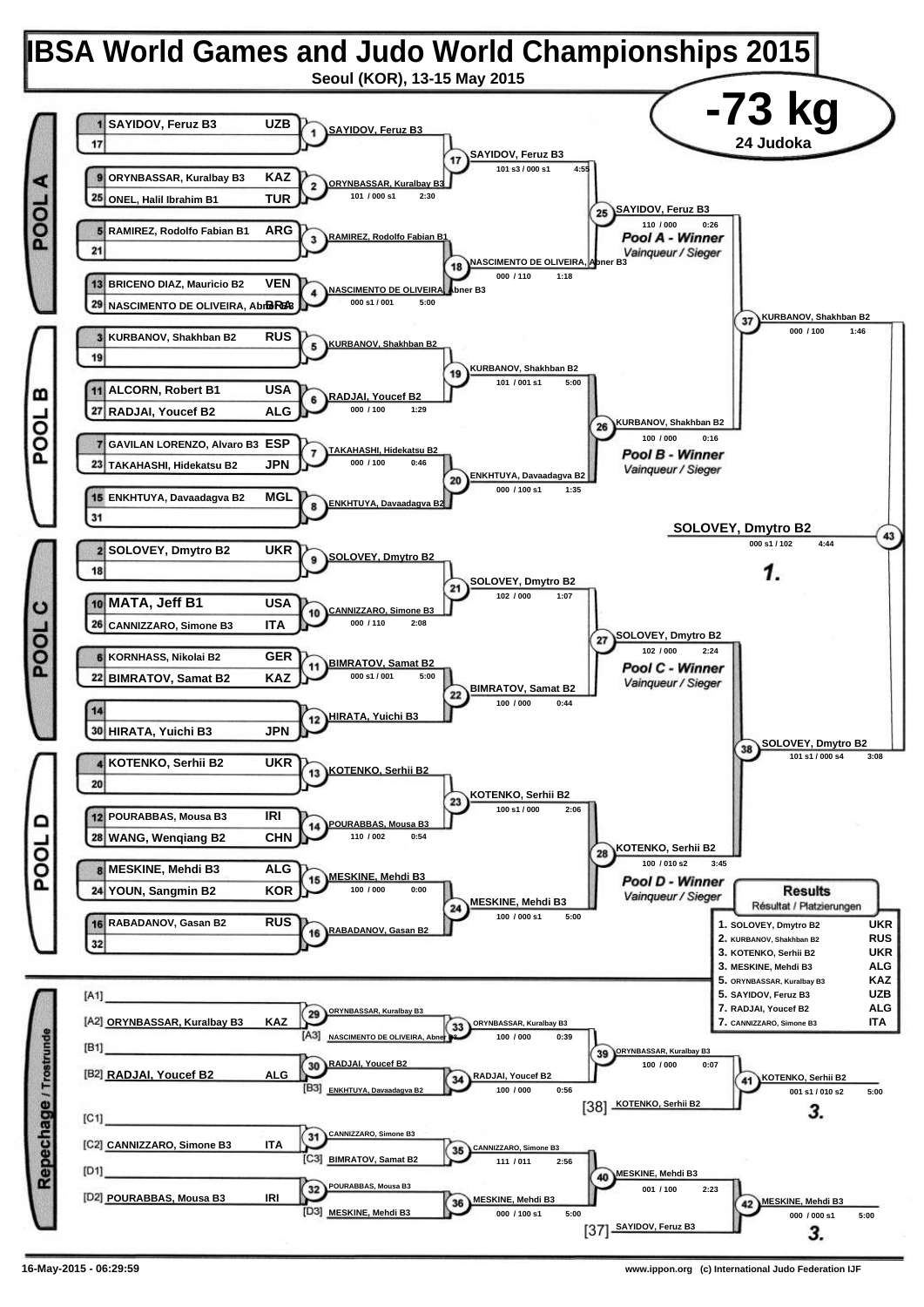# IBSA World Games and Judo World Championships 2015

**Seoul (KOR), 13-15 May 2015**

## -73 kg

**24 Judoka**

### POOL A

| Seed | Name | Country |
|---|---|---|
| 1 | SAYIDOV, Feruz B3 | UZB |
| 17 | | |
| 9 | ORYNBASSAR, Kuralbay B3 | KAZ |
| 25 | ONEL, Halil Ibrahim B1 | TUR |
| 5 | RAMIREZ, Rodolfo Fabian B1 | ARG |
| 21 | | |
| 13 | BRICENO DIAZ, Mauricio B2 | VEN |
| 29 | NASCIMENTO DE OLIVEIRA, Abner B3 | BRA |

| Match | Winner | Score | Time |
|---|---|---|---|
| 1 | SAYIDOV, Feruz B3 | | |
| 2 | ORYNBASSAR, Kuralbay B3 | 101 / 000 s1 | 2:30 |
| 3 | RAMIREZ, Rodolfo Fabian B1 | | |
| 4 | NASCIMENTO DE OLIVEIRA, Abner B3 | 000 s1 / 001 | 5:00 |
| 17 | SAYIDOV, Feruz B3 | 101 s3 / 000 s1 | 4:55 |
| 18 | NASCIMENTO DE OLIVEIRA, Abner B3 | 000 / 110 | 1:18 |
| 25 | SAYIDOV, Feruz B3 | 110 / 000 | 0:26 |

Pool A - Winner / Vainqueur / Sieger

### POOL B

| Seed | Name | Country |
|---|---|---|
| 3 | KURBANOV, Shakhban B2 | RUS |
| 19 | | |
| 11 | ALCORN, Robert B1 | USA |
| 27 | RADJAI, Youcef B2 | ALG |
| 7 | GAVILAN LORENZO, Alvaro B3 | ESP |
| 23 | TAKAHASHI, Hidekatsu B2 | JPN |
| 15 | ENKHTUYA, Davaadagva B2 | MGL |
| 31 | | |

| Match | Winner | Score | Time |
|---|---|---|---|
| 5 | KURBANOV, Shakhban B2 | | |
| 6 | RADJAI, Youcef B2 | 000 / 100 | 1:29 |
| 7 | TAKAHASHI, Hidekatsu B2 | 000 / 100 | 0:46 |
| 8 | ENKHTUYA, Davaadagva B2 | | |
| 19 | KURBANOV, Shakhban B2 | 101 / 001 s1 | 5:00 |
| 20 | ENKHTUYA, Davaadagva B2 | 000 / 100 s1 | 1:35 |
| 26 | KURBANOV, Shakhban B2 | 100 / 000 | 0:16 |

Pool B - Winner / Vainqueur / Sieger

| Match | Winner | Score | Time |
|---|---|---|---|
| 37 | KURBANOV, Shakhban B2 | 000 / 100 | 1:46 |

### POOL C

| Seed | Name | Country |
|---|---|---|
| 2 | SOLOVEY, Dmytro B2 | UKR |
| 18 | | |
| 10 | MATA, Jeff B1 | USA |
| 26 | CANNIZZARO, Simone B3 | ITA |
| 6 | KORNHASS, Nikolai B2 | GER |
| 22 | BIMRATOV, Samat B2 | KAZ |
| 14 | | |
| 30 | HIRATA, Yuichi B3 | JPN |

| Match | Winner | Score | Time |
|---|---|---|---|
| 9 | SOLOVEY, Dmytro B2 | | |
| 10 | CANNIZZARO, Simone B3 | 000 / 110 | 2:08 |
| 11 | BIMRATOV, Samat B2 | 000 s1 / 001 | 5:00 |
| 12 | HIRATA, Yuichi B3 | | |
| 21 | SOLOVEY, Dmytro B2 | 102 / 000 | 1:07 |
| 22 | BIMRATOV, Samat B2 | 100 / 000 | 0:44 |
| 27 | SOLOVEY, Dmytro B2 | 102 / 000 | 2:24 |

Pool C - Winner / Vainqueur / Sieger

### POOL D

| Seed | Name | Country |
|---|---|---|
| 4 | KOTENKO, Serhii B2 | UKR |
| 20 | | |
| 12 | POURABBAS, Mousa B3 | IRI |
| 28 | WANG, Wenqiang B2 | CHN |
| 8 | MESKINE, Mehdi B3 | ALG |
| 24 | YOUN, Sangmin B2 | KOR |
| 16 | RABADANOV, Gasan B2 | RUS |
| 32 | | |

| Match | Winner | Score | Time |
|---|---|---|---|
| 13 | KOTENKO, Serhii B2 | | |
| 14 | POURABBAS, Mousa B3 | 110 / 002 | 0:54 |
| 15 | MESKINE, Mehdi B3 | 100 / 000 | 0:00 |
| 16 | RABADANOV, Gasan B2 | | |
| 23 | KOTENKO, Serhii B2 | 100 s1 / 000 | 2:06 |
| 24 | MESKINE, Mehdi B3 | 100 / 000 s1 | 5:00 |
| 28 | KOTENKO, Serhii B2 | 100 / 010 s2 | 3:45 |

Pool D - Winner / Vainqueur / Sieger

| Match | Winner | Score | Time |
|---|---|---|---|
| 38 | SOLOVEY, Dmytro B2 | 101 s1 / 000 s4 | 3:08 |

### Final

| Match | Winner | Score | Time |
|---|---|---|---|
| 43 | SOLOVEY, Dmytro B2 | 000 s1 / 102 | 4:44 |

**1.**

### Repechage / Trostrunde

| Slot | Name | Country |
|---|---|---|
| [A1] | | |
| [A2] | ORYNBASSAR, Kuralbay B3 | KAZ |
| [A3] | NASCIMENTO DE OLIVEIRA, Abner B3 | |
| [B1] | | |
| [B2] | RADJAI, Youcef B2 | ALG |
| [B3] | ENKHTUYA, Davaadagva B2 | |
| [C1] | | |
| [C2] | CANNIZZARO, Simone B3 | ITA |
| [C3] | BIMRATOV, Samat B2 | |
| [D1] | | |
| [D2] | POURABBAS, Mousa B3 | IRI |
| [D3] | MESKINE, Mehdi B3 | |

| Match | Winner | Score | Time |
|---|---|---|---|
| 29 | ORYNBASSAR, Kuralbay B3 | | |
| 30 | RADJAI, Youcef B2 | | |
| 31 | CANNIZZARO, Simone B3 | | |
| 32 | POURABBAS, Mousa B3 | | |
| 33 | ORYNBASSAR, Kuralbay B3 | 100 / 000 | 0:39 |
| 34 | RADJAI, Youcef B2 | 100 / 000 | 0:56 |
| 35 | CANNIZZARO, Simone B3 | 111 / 011 | 2:56 |
| 36 | MESKINE, Mehdi B3 | 000 / 100 s1 | 5:00 |
| 39 | ORYNBASSAR, Kuralbay B3 | 100 / 000 | 0:07 |
| 40 | MESKINE, Mehdi B3 | 001 / 100 | 2:23 |
| 41 | KOTENKO, Serhii B2 (vs [38] KOTENKO, Serhii B2) | 001 s1 / 010 s2 | 5:00 |
| 42 | MESKINE, Mehdi B3 (vs [37] SAYIDOV, Feruz B3) | 000 / 000 s1 | 5:00 |

Match 41 winner: KOTENKO, Serhii B2 — **3.**

Match 42 winner: MESKINE, Mehdi B3 — **3.**

### Results / Résultat / Platzierungen

| Place | Name | Country |
|---|---|---|
| 1. | SOLOVEY, Dmytro B2 | UKR |
| 2. | KURBANOV, Shakhban B2 | RUS |
| 3. | KOTENKO, Serhii B2 | UKR |
| 3. | MESKINE, Mehdi B3 | ALG |
| 5. | ORYNBASSAR, Kuralbay B3 | KAZ |
| 5. | SAYIDOV, Feruz B3 | UZB |
| 7. | RADJAI, Youcef B2 | ALG |
| 7. | CANNIZZARO, Simone B3 | ITA |

16-May-2015 - 06:29:59

www.ippon.org (c) International Judo Federation IJF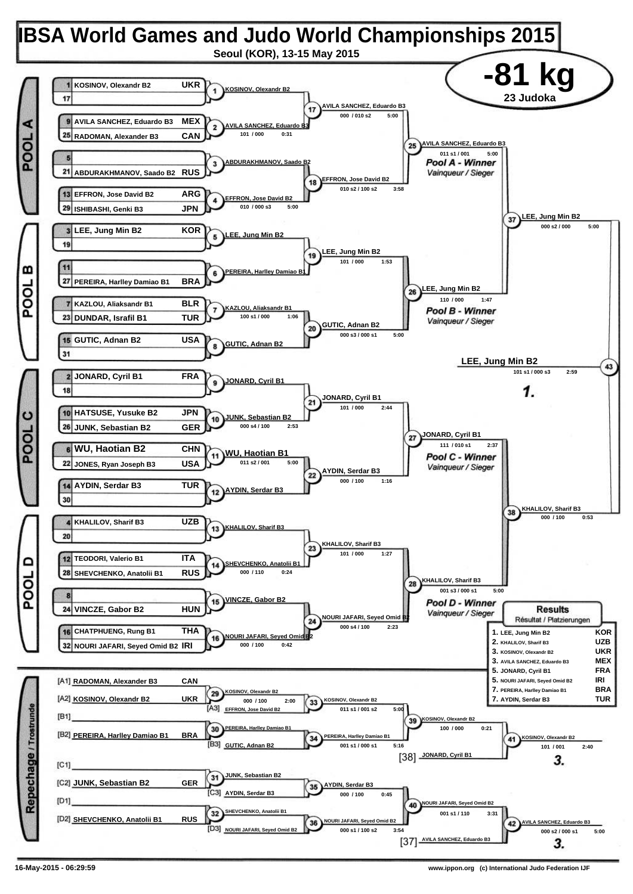# IBSA World Games and Judo World Championships 2015

**Seoul (KOR), 13-15 May 2015**

## -81 kg

**23 Judoka**

## POOL A

| Seed | Name | Nation |
|---|---|---|
| 1 | KOSINOV, Olexandr B2 | UKR |
| 17 | | |
| 9 | AVILA SANCHEZ, Eduardo B3 | MEX |
| 25 | RADOMAN, Alexander B3 | CAN |
| 5 | | |
| 21 | ABDURAKHMANOV, Saado B2 | RUS |
| 13 | EFFRON, Jose David B2 | ARG |
| 29 | ISHIBASHI, Genki B3 | JPN |

| Contest | Winner | Score | Time |
|---|---|---|---|
| 1 | KOSINOV, Olexandr B2 | | |
| 2 | AVILA SANCHEZ, Eduardo B3 | 101 / 000 | 0:31 |
| 3 | ABDURAKHMANOV, Saado B2 | | |
| 4 | EFFRON, Jose David B2 | 010 / 000 s3 | 5:00 |
| 17 | AVILA SANCHEZ, Eduardo B3 | 000 / 010 s2 | 5:00 |
| 18 | EFFRON, Jose David B2 | 010 s2 / 100 s2 | 3:58 |
| 25 | AVILA SANCHEZ, Eduardo B3 | 011 s1 / 001 | 5:00 |

Pool A - Winner / Vainqueur / Sieger

## POOL B

| Seed | Name | Nation |
|---|---|---|
| 3 | LEE, Jung Min B2 | KOR |
| 19 | | |
| 11 | | |
| 27 | PEREIRA, Harlley Damiao B1 | BRA |
| 7 | KAZLOU, Aliaksandr B1 | BLR |
| 23 | DUNDAR, Israfil B1 | TUR |
| 15 | GUTIC, Adnan B2 | USA |
| 31 | | |

| Contest | Winner | Score | Time |
|---|---|---|---|
| 5 | LEE, Jung Min B2 | | |
| 6 | PEREIRA, Harlley Damiao B1 | | |
| 7 | KAZLOU, Aliaksandr B1 | 100 s1 / 000 | 1:06 |
| 8 | GUTIC, Adnan B2 | | |
| 19 | LEE, Jung Min B2 | 101 / 000 | 1:53 |
| 20 | GUTIC, Adnan B2 | 000 s3 / 000 s1 | 5:00 |
| 26 | LEE, Jung Min B2 | 110 / 000 | 1:47 |

Pool B - Winner / Vainqueur / Sieger

## POOL C

| Seed | Name | Nation |
|---|---|---|
| 2 | JONARD, Cyril B1 | FRA |
| 18 | | |
| 10 | HATSUSE, Yusuke B2 | JPN |
| 26 | JUNK, Sebastian B2 | GER |
| 6 | WU, Haotian B2 | CHN |
| 22 | JONES, Ryan Joseph B3 | USA |
| 14 | AYDIN, Serdar B3 | TUR |
| 30 | | |

| Contest | Winner | Score | Time |
|---|---|---|---|
| 9 | JONARD, Cyril B1 | | |
| 10 | JUNK, Sebastian B2 | 000 s4 / 100 | 2:53 |
| 11 | WU, Haotian B1 | 011 s2 / 001 | 5:00 |
| 12 | AYDIN, Serdar B3 | | |
| 21 | JONARD, Cyril B1 | 101 / 000 | 2:44 |
| 22 | AYDIN, Serdar B3 | 000 / 100 | 1:16 |
| 27 | JONARD, Cyril B1 | 111 / 010 s1 | 2:37 |

Pool C - Winner / Vainqueur / Sieger

## POOL D

| Seed | Name | Nation |
|---|---|---|
| 4 | KHALILOV, Sharif B3 | UZB |
| 20 | | |
| 12 | TEODORI, Valerio B1 | ITA |
| 28 | SHEVCHENKO, Anatolii B1 | RUS |
| 8 | | |
| 24 | VINCZE, Gabor B2 | HUN |
| 16 | CHATPHUENG, Rung B1 | THA |
| 32 | NOURI JAFARI, Seyed Omid B2 | IRI |

| Contest | Winner | Score | Time |
|---|---|---|---|
| 13 | KHALILOV, Sharif B3 | | |
| 14 | SHEVCHENKO, Anatolii B1 | 000 / 110 | 0:24 |
| 15 | VINCZE, Gabor B2 | | |
| 16 | NOURI JAFARI, Seyed Omid B2 | 000 / 100 | 0:42 |
| 23 | KHALILOV, Sharif B3 | 101 / 000 | 1:27 |
| 24 | NOURI JAFARI, Seyed Omid B2 | 000 s4 / 100 | 2:23 |
| 28 | KHALILOV, Sharif B3 | 001 s3 / 000 s1 | 5:00 |

Pool D - Winner / Vainqueur / Sieger

## Semi-finals and Final

| Contest | Winner | Score | Time |
|---|---|---|---|
| 37 | LEE, Jung Min B2 | 000 s2 / 000 | 5:00 |
| 38 | KHALILOV, Sharif B3 | 000 / 100 | 0:53 |
| 43 | LEE, Jung Min B2 | 101 s1 / 000 s3 | 2:59 |

**1. LEE, Jung Min B2**

## Repechage / Trostrunde

| Pos. | Name | Nation |
|---|---|---|
| [A1] | RADOMAN, Alexander B3 | CAN |
| [A2] | KOSINOV, Olexandr B2 | UKR |
| [A3] | EFFRON, Jose David B2 | |
| [B1] | | |
| [B2] | PEREIRA, Harlley Damiao B1 | BRA |
| [B3] | GUTIC, Adnan B2 | |
| [C1] | | |
| [C2] | JUNK, Sebastian B2 | GER |
| [C3] | AYDIN, Serdar B3 | |
| [D1] | | |
| [D2] | SHEVCHENKO, Anatolii B1 | RUS |
| [D3] | NOURI JAFARI, Seyed Omid B2 | |
| [38] | JONARD, Cyril B1 | |
| [37] | AVILA SANCHEZ, Eduardo B3 | |

| Contest | Winner | Score | Time |
|---|---|---|---|
| 29 | KOSINOV, Olexandr B2 | 000 / 100 | 2:00 |
| 30 | PEREIRA, Harlley Damiao B1 | | |
| 31 | JUNK, Sebastian B2 | | |
| 32 | SHEVCHENKO, Anatolii B1 | | |
| 33 | KOSINOV, Olexandr B2 | 011 s1 / 001 s2 | 5:00 |
| 34 | PEREIRA, Harlley Damiao B1 | 001 s1 / 000 s1 | 5:16 |
| 35 | AYDIN, Serdar B3 | 000 / 100 | 0:45 |
| 36 | NOURI JAFARI, Seyed Omid B2 | 000 s1 / 100 s2 | 3:54 |
| 39 | KOSINOV, Olexandr B2 | 100 / 000 | 0:21 |
| 40 | NOURI JAFARI, Seyed Omid B2 | 001 s1 / 110 | 3:31 |
| 41 | KOSINOV, Olexandr B2 | 101 / 001 | 2:40 |
| 42 | AVILA SANCHEZ, Eduardo B3 | 000 s2 / 000 s1 | 5:00 |

## Results / Résultat / Platzierungen

| Place | Name | Nation |
|---|---|---|
| 1. | LEE, Jung Min B2 | KOR |
| 2. | KHALILOV, Sharif B3 | UZB |
| 3. | KOSINOV, Olexandr B2 | UKR |
| 3. | AVILA SANCHEZ, Eduardo B3 | MEX |
| 5. | JONARD, Cyril B1 | FRA |
| 5. | NOURI JAFARI, Seyed Omid B2 | IRI |
| 7. | PEREIRA, Harlley Damiao B1 | BRA |
| 7. | AYDIN, Serdar B3 | TUR |

16-May-2015 - 06:29:59

www.ippon.org (c) International Judo Federation IJF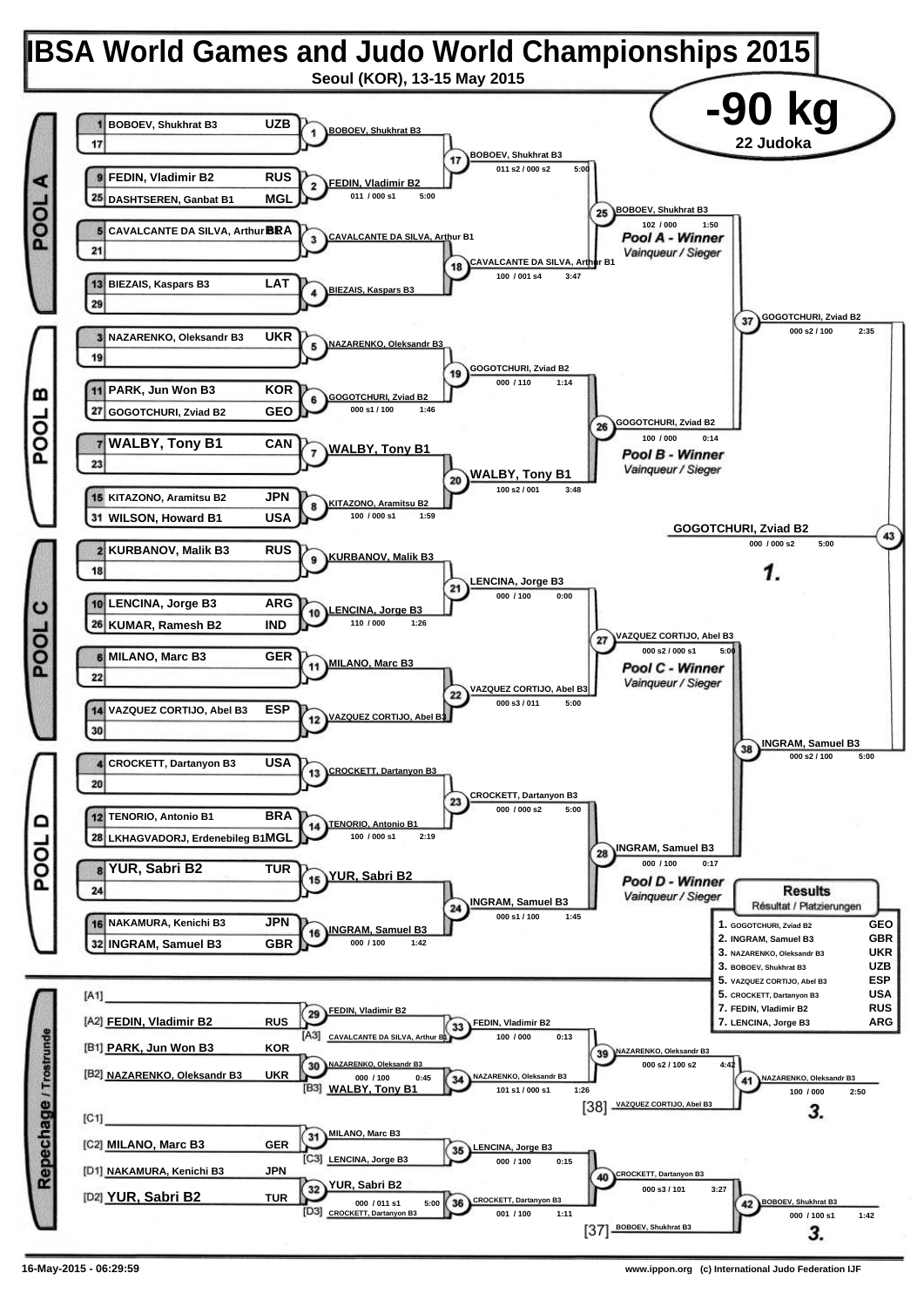# IBSA World Games and Judo World Championships 2015

**Seoul (KOR), 13-15 May 2015**

## -90 kg

22 Judoka

## POOL A

| Seed | Name | Country |
|---|---|---|
| 1 | BOBOEV, Shukhrat B3 | UZB |
| 17 | | |
| 9 | FEDIN, Vladimir B2 | RUS |
| 25 | DASHTSEREN, Ganbat B1 | MGL |
| 5 | CAVALCANTE DA SILVA, Arthur B1 | BRA |
| 21 | | |
| 13 | BIEZAIS, Kaspars B3 | LAT |
| 29 | | |

- (1) BOBOEV, Shukhrat B3
- (2) FEDIN, Vladimir B2 — 011 / 000 s1 — 5:00
- (3) CAVALCANTE DA SILVA, Arthur B1
- (4) BIEZAIS, Kaspars B3
- (17) BOBOEV, Shukhrat B3 — 011 s2 / 000 s2 — 5:00
- (18) CAVALCANTE DA SILVA, Arthur B1 — 100 / 001 s4 — 3:47
- (25) BOBOEV, Shukhrat B3 — 102 / 000 — 1:50 — *Pool A - Winner / Vainqueur / Sieger*

## POOL B

| Seed | Name | Country |
|---|---|---|
| 3 | NAZARENKO, Oleksandr B3 | UKR |
| 19 | | |
| 11 | PARK, Jun Won B3 | KOR |
| 27 | GOGOTCHURI, Zviad B2 | GEO |
| 7 | WALBY, Tony B1 | CAN |
| 23 | | |
| 15 | KITAZONO, Aramitsu B2 | JPN |
| 31 | WILSON, Howard B1 | USA |

- (5) NAZARENKO, Oleksandr B3
- (6) GOGOTCHURI, Zviad B2 — 000 s1 / 100 — 1:46
- (7) WALBY, Tony B1
- (8) KITAZONO, Aramitsu B2 — 100 / 000 s1 — 1:59
- (19) GOGOTCHURI, Zviad B2 — 000 / 110 — 1:14
- (20) WALBY, Tony B1 — 100 s2 / 001 — 3:48
- (26) GOGOTCHURI, Zviad B2 — 100 / 000 — 0:14 — *Pool B - Winner / Vainqueur / Sieger*

## POOL C

| Seed | Name | Country |
|---|---|---|
| 2 | KURBANOV, Malik B3 | RUS |
| 18 | | |
| 10 | LENCINA, Jorge B3 | ARG |
| 26 | KUMAR, Ramesh B2 | IND |
| 6 | MILANO, Marc B3 | GER |
| 22 | | |
| 14 | VAZQUEZ CORTIJO, Abel B3 | ESP |
| 30 | | |

- (9) KURBANOV, Malik B3
- (10) LENCINA, Jorge B3 — 110 / 000 — 1:26
- (11) MILANO, Marc B3
- (12) VAZQUEZ CORTIJO, Abel B3
- (21) LENCINA, Jorge B3 — 000 / 100 — 0:00
- (22) VAZQUEZ CORTIJO, Abel B3 — 000 s3 / 011 — 5:00
- (27) VAZQUEZ CORTIJO, Abel B3 — 000 s2 / 000 s1 — 5:00 — *Pool C - Winner / Vainqueur / Sieger*

## POOL D

| Seed | Name | Country |
|---|---|---|
| 4 | CROCKETT, Dartanyon B3 | USA |
| 20 | | |
| 12 | TENORIO, Antonio B1 | BRA |
| 28 | LKHAGVADORJ, Erdenebileg B1 | MGL |
| 8 | YUR, Sabri B2 | TUR |
| 24 | | |
| 16 | NAKAMURA, Kenichi B3 | JPN |
| 32 | INGRAM, Samuel B3 | GBR |

- (13) CROCKETT, Dartanyon B3
- (14) TENORIO, Antonio B1 — 100 / 000 s1 — 2:19
- (15) YUR, Sabri B2
- (16) INGRAM, Samuel B3 — 000 / 100 — 1:42
- (23) CROCKETT, Dartanyon B3 — 000 / 000 s2 — 5:00
- (24) INGRAM, Samuel B3 — 000 s1 / 100 — 1:45
- (28) INGRAM, Samuel B3 — 000 / 100 — 0:17 — *Pool D - Winner / Vainqueur / Sieger*

## Semi-finals and Final

- (37) GOGOTCHURI, Zviad B2 — 000 s2 / 100 — 2:35
- (38) INGRAM, Samuel B3 — 000 s2 / 100 — 5:00
- (43) GOGOTCHURI, Zviad B2 — 000 / 000 s2 — 5:00 — **1.**

## Repechage / Trostrunde

- [A1]
- [A2] FEDIN, Vladimir B2 — RUS
- [B1] PARK, Jun Won B3 — KOR
- [B2] NAZARENKO, Oleksandr B3 — UKR
- [C1]
- [C2] MILANO, Marc B3 — GER
- [D1] NAKAMURA, Kenichi B3 — JPN
- [D2] YUR, Sabri B2 — TUR

- (29) FEDIN, Vladimir B2
- (30) NAZARENKO, Oleksandr B3 — 000 / 100 — 0:45
- (31) MILANO, Marc B3
- (32) YUR, Sabri B2 — 000 / 011 s1 — 5:00
- (33) FEDIN, Vladimir B2 vs [A3] CAVALCANTE DA SILVA, Arthur B1 — 100 / 000 — 0:13
- (34) NAZARENKO, Oleksandr B3 vs [B3] WALBY, Tony B1 — 101 s1 / 000 s1 — 1:26
- (35) LENCINA, Jorge B3 vs [C3] LENCINA, Jorge B3 — 000 / 100 — 0:15
- (36) CROCKETT, Dartanyon B3 vs [D3] CROCKETT, Dartanyon B3 — 001 / 100 — 1:11
- (39) NAZARENKO, Oleksandr B3 — 000 s2 / 100 s2 — 4:42
- (40) CROCKETT, Dartanyon B3 — 000 s3 / 101 — 3:27
- (41) NAZARENKO, Oleksandr B3 vs [38] VAZQUEZ CORTIJO, Abel B3 — 100 / 000 — 2:50 — **3.**
- (42) BOBOEV, Shukhrat B3 vs [37] BOBOEV, Shukhrat B3 — 000 / 100 s1 — 1:42 — **3.**

## Results / Résultat / Platzierungen

| Place | Name | Country |
|---|---|---|
| 1. | GOGOTCHURI, Zviad B2 | GEO |
| 2. | INGRAM, Samuel B3 | GBR |
| 3. | NAZARENKO, Oleksandr B3 | UKR |
| 3. | BOBOEV, Shukhrat B3 | UZB |
| 5. | VAZQUEZ CORTIJO, Abel B3 | ESP |
| 5. | CROCKETT, Dartanyon B3 | USA |
| 7. | FEDIN, Vladimir B2 | RUS |
| 7. | LENCINA, Jorge B3 | ARG |

16-May-2015 - 06:29:59 — www.ippon.org (c) International Judo Federation IJF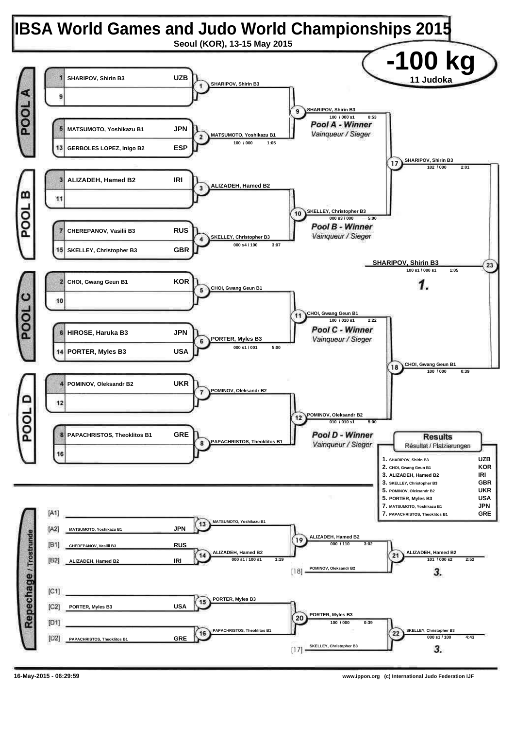# IBSA World Games and Judo World Championships 2015

**Seoul (KOR), 13-15 May 2015**

## -100 kg

**11 Judoka**

### POOL A

| Seed | Name | Country |
|---|---|---|
| 1 | SHARIPOV, Shirin B3 | UZB |
| 9 | | |
| 5 | MATSUMOTO, Yoshikazu B1 | JPN |
| 13 | GERBOLES LOPEZ, Inigo B2 | ESP |

- Contest 1: SHARIPOV, Shirin B3
- Contest 2: MATSUMOTO, Yoshikazu B1 — 100 / 000 — 1:05
- Contest 9: SHARIPOV, Shirin B3 — 100 / 000 s1 — 0:53 — *Pool A - Winner / Vainqueur / Sieger*

### POOL B

| Seed | Name | Country |
|---|---|---|
| 3 | ALIZADEH, Hamed B2 | IRI |
| 11 | | |
| 7 | CHEREPANOV, Vasilii B3 | RUS |
| 15 | SKELLEY, Christopher B3 | GBR |

- Contest 3: ALIZADEH, Hamed B2
- Contest 4: SKELLEY, Christopher B3 — 000 s4 / 100 — 3:07
- Contest 10: SKELLEY, Christopher B3 — 000 s3 / 000 — 5:00 — *Pool B - Winner / Vainqueur / Sieger*

### POOL C

| Seed | Name | Country |
|---|---|---|
| 2 | CHOI, Gwang Geun B1 | KOR |
| 10 | | |
| 6 | HIROSE, Haruka B3 | JPN |
| 14 | PORTER, Myles B3 | USA |

- Contest 5: CHOI, Gwang Geun B1
- Contest 6: PORTER, Myles B3 — 000 s1 / 001 — 5:00
- Contest 11: CHOI, Gwang Geun B1 — 100 / 010 s1 — 2:22 — *Pool C - Winner / Vainqueur / Sieger*

### POOL D

| Seed | Name | Country |
|---|---|---|
| 4 | POMINOV, Oleksandr B2 | UKR |
| 12 | | |
| 8 | PAPACHRISTOS, Theoklitos B1 | GRE |
| 16 | | |

- Contest 7: POMINOV, Oleksandr B2
- Contest 8: PAPACHRISTOS, Theoklitos B1
- Contest 12: POMINOV, Oleksandr B2 — 010 / 010 s1 — 5:00 — *Pool D - Winner / Vainqueur / Sieger*

### Semi-finals and Final

- Contest 17: SHARIPOV, Shirin B3 — 102 / 000 — 2:01
- Contest 18: CHOI, Gwang Geun B1 — 100 / 000 — 0:39
- Contest 23: **SHARIPOV, Shirin B3** — 100 s1 / 000 s1 — 1:05 — **1.**

### Repechage / Trostrunde

| Slot | Name | Country |
|---|---|---|
| [A1] | | |
| [A2] | MATSUMOTO, Yoshikazu B1 | JPN |
| [B1] | CHEREPANOV, Vasilii B3 | RUS |
| [B2] | ALIZADEH, Hamed B2 | IRI |
| [C1] | | |
| [C2] | PORTER, Myles B3 | USA |
| [D1] | | |
| [D2] | PAPACHRISTOS, Theoklitos B1 | GRE |

- Contest 13: MATSUMOTO, Yoshikazu B1
- Contest 14: ALIZADEH, Hamed B2 — 000 s1 / 100 s1 — 1:19
- Contest 19: ALIZADEH, Hamed B2 — 000 / 110 — 3:02
- [18] POMINOV, Oleksandr B2
- Contest 21: ALIZADEH, Hamed B2 — 101 / 000 s2 — 2:52 — **3.**
- Contest 15: PORTER, Myles B3
- Contest 16: PAPACHRISTOS, Theoklitos B1
- Contest 20: PORTER, Myles B3 — 100 / 000 — 0:39
- [17] SKELLEY, Christopher B3
- Contest 22: SKELLEY, Christopher B3 — 000 s1 / 100 — 4:43 — **3.**

### Results / Résultat / Platzierungen

| Place | Name | Country |
|---|---|---|
| 1. | SHARIPOV, Shirin B3 | UZB |
| 2. | CHOI, Gwang Geun B1 | KOR |
| 3. | ALIZADEH, Hamed B2 | IRI |
| 3. | SKELLEY, Christopher B3 | GBR |
| 5. | POMINOV, Oleksandr B2 | UKR |
| 5. | PORTER, Myles B3 | USA |
| 7. | MATSUMOTO, Yoshikazu B1 | JPN |
| 7. | PAPACHRISTOS, Theoklitos B1 | GRE |

16-May-2015 - 06:29:59

www.ippon.org (c) International Judo Federation IJF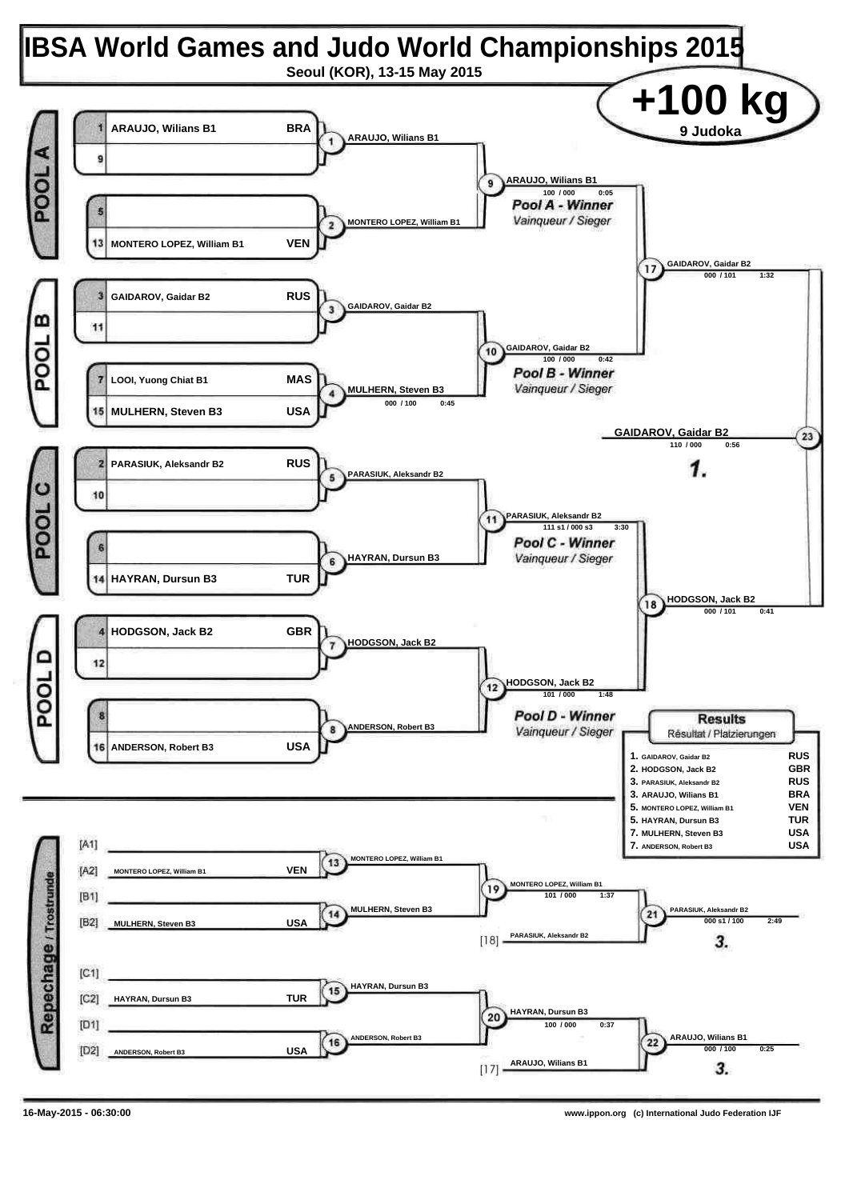# IBSA World Games and Judo World Championships 2015

**Seoul (KOR), 13-15 May 2015**

## +100 kg

**9 Judoka**

### POOL A

| Seed | Name | Country |
|---|---|---|
| 1 | ARAUJO, Wilians B1 | BRA |
| 9 | | |
| 5 | | |
| 13 | MONTERO LOPEZ, William B1 | VEN |

- (1) ARAUJO, Wilians B1
- (2) MONTERO LOPEZ, William B1
- (9) ARAUJO, Wilians B1 — 100 / 000 — 0:05

*Pool A - Winner*
*Vainqueur / Sieger*

### POOL B

| Seed | Name | Country |
|---|---|---|
| 3 | GAIDAROV, Gaidar B2 | RUS |
| 11 | | |
| 7 | LOOI, Yuong Chiat B1 | MAS |
| 15 | MULHERN, Steven B3 | USA |

- (3) GAIDAROV, Gaidar B2
- (4) MULHERN, Steven B3 — 000 / 100 — 0:45
- (10) GAIDAROV, Gaidar B2 — 100 / 000 — 0:42

*Pool B - Winner*
*Vainqueur / Sieger*

### POOL C

| Seed | Name | Country |
|---|---|---|
| 2 | PARASIUK, Aleksandr B2 | RUS |
| 10 | | |
| 6 | | |
| 14 | HAYRAN, Dursun B3 | TUR |

- (5) PARASIUK, Aleksandr B2
- (6) HAYRAN, Dursun B3
- (11) PARASIUK, Aleksandr B2 — 111 s1 / 000 s3 — 3:30

*Pool C - Winner*
*Vainqueur / Sieger*

### POOL D

| Seed | Name | Country |
|---|---|---|
| 4 | HODGSON, Jack B2 | GBR |
| 12 | | |
| 8 | | |
| 16 | ANDERSON, Robert B3 | USA |

- (7) HODGSON, Jack B2
- (8) ANDERSON, Robert B3
- (12) HODGSON, Jack B2 — 101 / 000 — 1:48

*Pool D - Winner*
*Vainqueur / Sieger*

### Semi-finals and Final

- (17) GAIDAROV, Gaidar B2 — 000 / 101 — 1:32
- (18) HODGSON, Jack B2 — 000 / 101 — 0:41
- (23) GAIDAROV, Gaidar B2 — 110 / 000 — 0:56 — **1.**

### Repechage / Trostrunde

| Slot | Name | Country |
|---|---|---|
| [A1] | | |
| [A2] | MONTERO LOPEZ, William B1 | VEN |
| [B1] | | |
| [B2] | MULHERN, Steven B3 | USA |
| [C1] | | |
| [C2] | HAYRAN, Dursun B3 | TUR |
| [D1] | | |
| [D2] | ANDERSON, Robert B3 | USA |

- (13) MONTERO LOPEZ, William B1
- (14) MULHERN, Steven B3
- (19) MONTERO LOPEZ, William B1 — 101 / 000 — 1:37
- [18] PARASIUK, Aleksandr B2
- (21) PARASIUK, Aleksandr B2 — 000 s1 / 100 — 2:49 — **3.**
- (15) HAYRAN, Dursun B3
- (16) ANDERSON, Robert B3
- (20) HAYRAN, Dursun B3 — 100 / 000 — 0:37
- [17] ARAUJO, Wilians B1
- (22) ARAUJO, Wilians B1 — 000 / 100 — 0:25 — **3.**

### Results
*Résultat / Platzierungen*

| Place | Name | Country |
|---|---|---|
| 1. | GAIDAROV, Gaidar B2 | RUS |
| 2. | HODGSON, Jack B2 | GBR |
| 3. | PARASIUK, Aleksandr B2 | RUS |
| 3. | ARAUJO, Wilians B1 | BRA |
| 5. | MONTERO LOPEZ, William B1 | VEN |
| 5. | HAYRAN, Dursun B3 | TUR |
| 7. | MULHERN, Steven B3 | USA |
| 7. | ANDERSON, Robert B3 | USA |

16-May-2015 - 06:30:00

www.ippon.org (c) International Judo Federation IJF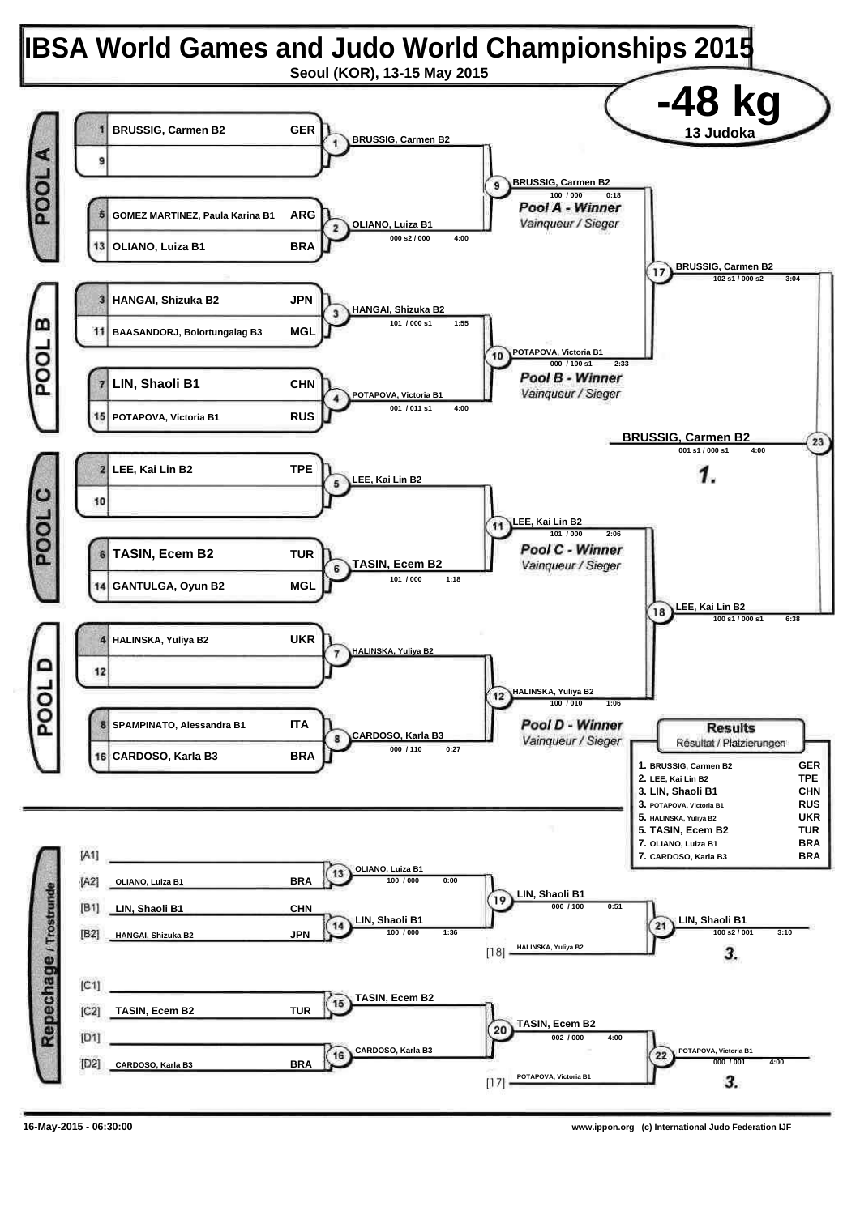# IBSA World Games and Judo World Championships 2015

**Seoul (KOR), 13-15 May 2015**

## -48 kg

**13 Judoka**

### POOL A

| No. | Name | Nation |
|---|---|---|
| 1 | BRUSSIG, Carmen B2 | GER |
| 9 | | |
| 5 | GOMEZ MARTINEZ, Paula Karina B1 | ARG |
| 13 | OLIANO, Luiza B1 | BRA |

- Contest 1: BRUSSIG, Carmen B2
- Contest 2: OLIANO, Luiza B1 — 000 s2 / 000 — 4:00
- Contest 9: BRUSSIG, Carmen B2 — 100 / 000 — 0:18

*Pool A - Winner* / Vainqueur / Sieger

### POOL B

| No. | Name | Nation |
|---|---|---|
| 3 | HANGAI, Shizuka B2 | JPN |
| 11 | BAASANDORJ, Bolortungalag B3 | MGL |
| 7 | LIN, Shaoli B1 | CHN |
| 15 | POTAPOVA, Victoria B1 | RUS |

- Contest 3: HANGAI, Shizuka B2 — 101 / 000 s1 — 1:55
- Contest 4: POTAPOVA, Victoria B1 — 001 / 011 s1 — 4:00
- Contest 10: POTAPOVA, Victoria B1 — 000 / 100 s1 — 2:33

*Pool B - Winner* / Vainqueur / Sieger

- Contest 17: BRUSSIG, Carmen B2 — 102 s1 / 000 s2 — 3:04

### POOL C

| No. | Name | Nation |
|---|---|---|
| 2 | LEE, Kai Lin B2 | TPE |
| 10 | | |
| 6 | TASIN, Ecem B2 | TUR |
| 14 | GANTULGA, Oyun B2 | MGL |

- Contest 5: LEE, Kai Lin B2
- Contest 6: TASIN, Ecem B2 — 101 / 000 — 1:18
- Contest 11: LEE, Kai Lin B2 — 101 / 000 — 2:06

*Pool C - Winner* / Vainqueur / Sieger

### POOL D

| No. | Name | Nation |
|---|---|---|
| 4 | HALINSKA, Yuliya B2 | UKR |
| 12 | | |
| 8 | SPAMPINATO, Alessandra B1 | ITA |
| 16 | CARDOSO, Karla B3 | BRA |

- Contest 7: HALINSKA, Yuliya B2
- Contest 8: CARDOSO, Karla B3 — 000 / 110 — 0:27
- Contest 12: HALINSKA, Yuliya B2 — 100 / 010 — 1:06

*Pool D - Winner* / Vainqueur / Sieger

- Contest 18: LEE, Kai Lin B2 — 100 s1 / 000 s1 — 6:38

### Final

- Contest 23: **BRUSSIG, Carmen B2** — 001 s1 / 000 s1 — 4:00 — **1.**

### Repechage / Trostrunde

| Position | Name | Nation |
|---|---|---|
| [A1] | | |
| [A2] | OLIANO, Luiza B1 | BRA |
| [B1] | LIN, Shaoli B1 | CHN |
| [B2] | HANGAI, Shizuka B2 | JPN |
| [C1] | | |
| [C2] | TASIN, Ecem B2 | TUR |
| [D1] | | |
| [D2] | CARDOSO, Karla B3 | BRA |

- Contest 13: OLIANO, Luiza B1 — 100 / 000 — 0:00
- Contest 14: LIN, Shaoli B1 — 100 / 000 — 1:36
- Contest 19: LIN, Shaoli B1 — 000 / 100 — 0:51
- Contest 21: LIN, Shaoli B1 (vs. [18] HALINSKA, Yuliya B2) — 100 s2 / 001 — 3:10 — **3.**
- Contest 15: TASIN, Ecem B2
- Contest 16: CARDOSO, Karla B3
- Contest 20: TASIN, Ecem B2 — 002 / 000 — 4:00
- Contest 22: POTAPOVA, Victoria B1 (vs. [17] POTAPOVA, Victoria B1) — 000 / 001 — 4:00 — **3.**

### Results

Résultat / Platzierungen

| Place | Name | Nation |
|---|---|---|
| 1. | BRUSSIG, Carmen B2 | GER |
| 2. | LEE, Kai Lin B2 | TPE |
| 3. | LIN, Shaoli B1 | CHN |
| 3. | POTAPOVA, Victoria B1 | RUS |
| 5. | HALINSKA, Yuliya B2 | UKR |
| 5. | TASIN, Ecem B2 | TUR |
| 7. | OLIANO, Luiza B1 | BRA |
| 7. | CARDOSO, Karla B3 | BRA |

16-May-2015 - 06:30:00

www.ippon.org (c) International Judo Federation IJF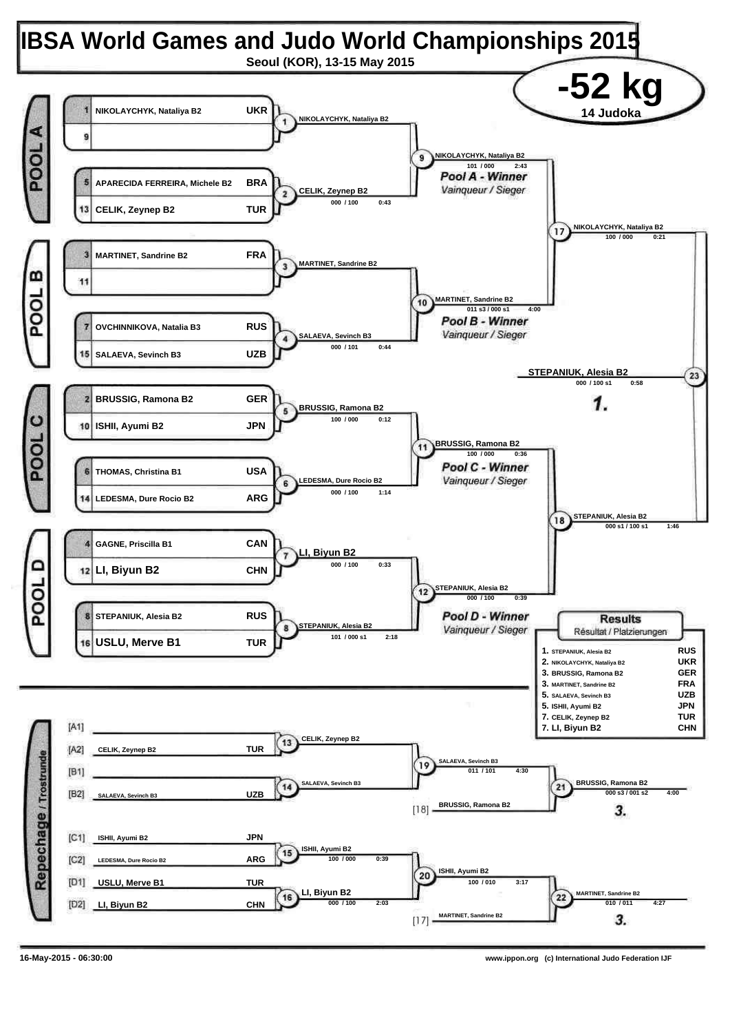# IBSA World Games and Judo World Championships 2015

**Seoul (KOR), 13-15 May 2015**

## -52 kg

**14 Judoka**

## POOL A

| Seed | Name | Country |
|---|---|---|
| 1 | NIKOLAYCHYK, Nataliya B2 | UKR |
| 9 | | |
| 5 | APARECIDA FERREIRA, Michele B2 | BRA |
| 13 | CELIK, Zeynep B2 | TUR |

- Contest 1: NIKOLAYCHYK, Nataliya B2
- Contest 2: CELIK, Zeynep B2 — 000 / 100 — 0:43
- Contest 9: NIKOLAYCHYK, Nataliya B2 — 101 / 000 — 2:43

*Pool A - Winner*
*Vainqueur / Sieger*

## POOL B

| Seed | Name | Country |
|---|---|---|
| 3 | MARTINET, Sandrine B2 | FRA |
| 11 | | |
| 7 | OVCHINNIKOVA, Natalia B3 | RUS |
| 15 | SALAEVA, Sevinch B3 | UZB |

- Contest 3: MARTINET, Sandrine B2
- Contest 4: SALAEVA, Sevinch B3 — 000 / 101 — 0:44
- Contest 10: MARTINET, Sandrine B2 — 011 s3 / 000 s1 — 4:00

*Pool B - Winner*
*Vainqueur / Sieger*

## POOL C

| Seed | Name | Country |
|---|---|---|
| 2 | BRUSSIG, Ramona B2 | GER |
| 10 | ISHII, Ayumi B2 | JPN |
| 6 | THOMAS, Christina B1 | USA |
| 14 | LEDESMA, Dure Rocio B2 | ARG |

- Contest 5: BRUSSIG, Ramona B2 — 100 / 000 — 0:12
- Contest 6: LEDESMA, Dure Rocio B2 — 000 / 100 — 1:14
- Contest 11: BRUSSIG, Ramona B2 — 100 / 000 — 0:36

*Pool C - Winner*
*Vainqueur / Sieger*

## POOL D

| Seed | Name | Country |
|---|---|---|
| 4 | GAGNE, Priscilla B1 | CAN |
| 12 | LI, Biyun B2 | CHN |
| 8 | STEPANIUK, Alesia B2 | RUS |
| 16 | USLU, Merve B1 | TUR |

- Contest 7: LI, Biyun B2 — 000 / 100 — 0:33
- Contest 8: STEPANIUK, Alesia B2 — 101 / 000 s1 — 2:18
- Contest 12: STEPANIUK, Alesia B2 — 000 / 100 — 0:39

*Pool D - Winner*
*Vainqueur / Sieger*

## Semi-finals and Final

- Contest 17: NIKOLAYCHYK, Nataliya B2 — 100 / 000 — 0:21
- Contest 18: STEPANIUK, Alesia B2 — 000 s1 / 100 s1 — 1:46
- Contest 23: **STEPANIUK, Alesia B2** — 000 / 100 s1 — 0:58 — **1.**

## Repechage / Trostrunde

| Position | Name | Country |
|---|---|---|
| [A1] | | |
| [A2] | CELIK, Zeynep B2 | TUR |
| [B1] | | |
| [B2] | SALAEVA, Sevinch B3 | UZB |
| [C1] | ISHII, Ayumi B2 | JPN |
| [C2] | LEDESMA, Dure Rocio B2 | ARG |
| [D1] | USLU, Merve B1 | TUR |
| [D2] | LI, Biyun B2 | CHN |

- Contest 13: CELIK, Zeynep B2
- Contest 14: SALAEVA, Sevinch B3
- Contest 19: SALAEVA, Sevinch B3 — 011 / 101 — 4:30
- [18] BRUSSIG, Ramona B2
- Contest 21: BRUSSIG, Ramona B2 — 000 s3 / 001 s2 — 4:00 — **3.**
- Contest 15: ISHII, Ayumi B2 — 100 / 000 — 0:39
- Contest 16: LI, Biyun B2 — 000 / 100 — 2:03
- Contest 20: ISHII, Ayumi B2 — 100 / 010 — 3:17
- [17] MARTINET, Sandrine B2
- Contest 22: MARTINET, Sandrine B2 — 010 / 011 — 4:27 — **3.**

## Results
*Résultat / Platzierungen*

| Place | Name | Country |
|---|---|---|
| 1. | STEPANIUK, Alesia B2 | RUS |
| 2. | NIKOLAYCHYK, Nataliya B2 | UKR |
| 3. | BRUSSIG, Ramona B2 | GER |
| 3. | MARTINET, Sandrine B2 | FRA |
| 5. | SALAEVA, Sevinch B3 | UZB |
| 5. | ISHII, Ayumi B2 | JPN |
| 7. | CELIK, Zeynep B2 | TUR |
| 7. | LI, Biyun B2 | CHN |

16-May-2015 - 06:30:00

www.ippon.org (c) International Judo Federation IJF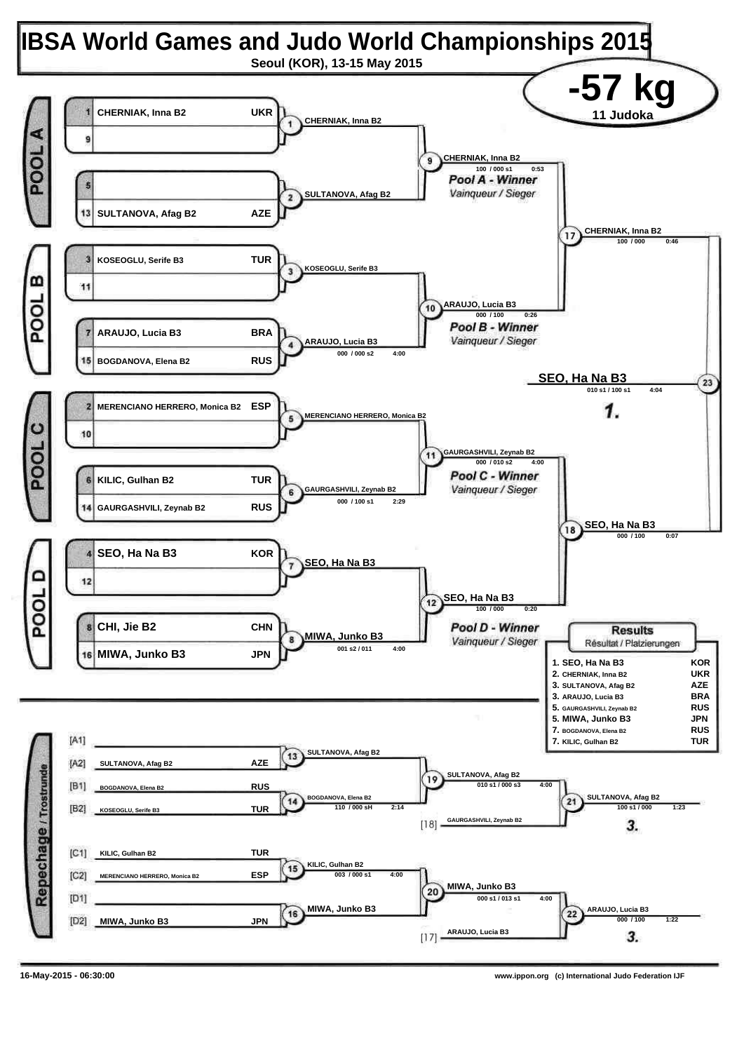# IBSA World Games and Judo World Championships 2015

**Seoul (KOR), 13-15 May 2015**

## -57 kg

**11 Judoka**

### POOL A

| Seed | Name | Country |
|---|---|---|
| 1 | CHERNIAK, Inna B2 | UKR |
| 9 | | |
| 5 | | |
| 13 | SULTANOVA, Afag B2 | AZE |

- Match 1: CHERNIAK, Inna B2
- Match 2: SULTANOVA, Afag B2
- Match 9: CHERNIAK, Inna B2 — 100 / 000 s1 — 0:53

*Pool A - Winner*
*Vainqueur / Sieger*

### POOL B

| Seed | Name | Country |
|---|---|---|
| 3 | KOSEOGLU, Serife B3 | TUR |
| 11 | | |
| 7 | ARAUJO, Lucia B3 | BRA |
| 15 | BOGDANOVA, Elena B2 | RUS |

- Match 3: KOSEOGLU, Serife B3
- Match 4: ARAUJO, Lucia B3 — 000 / 000 s2 — 4:00
- Match 10: ARAUJO, Lucia B3 — 000 / 100 — 0:26

*Pool B - Winner*
*Vainqueur / Sieger*

### POOL C

| Seed | Name | Country |
|---|---|---|
| 2 | MERENCIANO HERRERO, Monica B2 | ESP |
| 10 | | |
| 6 | KILIC, Gulhan B2 | TUR |
| 14 | GAURGASHVILI, Zeynab B2 | RUS |

- Match 5: MERENCIANO HERRERO, Monica B2
- Match 6: GAURGASHVILI, Zeynab B2 — 000 / 100 s1 — 2:29
- Match 11: GAURGASHVILI, Zeynab B2 — 000 / 010 s2 — 4:00

*Pool C - Winner*
*Vainqueur / Sieger*

### POOL D

| Seed | Name | Country |
|---|---|---|
| 4 | SEO, Ha Na B3 | KOR |
| 12 | | |
| 8 | CHI, Jie B2 | CHN |
| 16 | MIWA, Junko B3 | JPN |

- Match 7: SEO, Ha Na B3
- Match 8: MIWA, Junko B3 — 001 s2 / 011 — 4:00
- Match 12: SEO, Ha Na B3 — 100 / 000 — 0:20

*Pool D - Winner*
*Vainqueur / Sieger*

### Semi-finals and Final

- Match 17: CHERNIAK, Inna B2 — 100 / 000 — 0:46
- Match 18: SEO, Ha Na B3 — 000 / 100 — 0:07
- Match 23: SEO, Ha Na B3 — 010 s1 / 100 s1 — 4:04 — **1.**

### Repechage / Trostrunde

| Slot | Name | Country |
|---|---|---|
| [A1] | | |
| [A2] | SULTANOVA, Afag B2 | AZE |
| [B1] | BOGDANOVA, Elena B2 | RUS |
| [B2] | KOSEOGLU, Serife B3 | TUR |
| [C1] | KILIC, Gulhan B2 | TUR |
| [C2] | MERENCIANO HERRERO, Monica B2 | ESP |
| [D1] | | |
| [D2] | MIWA, Junko B3 | JPN |

- Match 13: SULTANOVA, Afag B2
- Match 14: BOGDANOVA, Elena B2 — 110 / 000 sH — 2:14
- Match 19: SULTANOVA, Afag B2 — 010 s1 / 000 s3 — 4:00
- [18] GAURGASHVILI, Zeynab B2
- Match 21: SULTANOVA, Afag B2 — 100 s1 / 000 — 1:23 — **3.**
- Match 15: KILIC, Gulhan B2 — 003 / 000 s1 — 4:00
- Match 16: MIWA, Junko B3
- Match 20: MIWA, Junko B3 — 000 s1 / 013 s1 — 4:00
- [17] ARAUJO, Lucia B3
- Match 22: ARAUJO, Lucia B3 — 000 / 100 — 1:22 — **3.**

### Results
Résultat / Platzierungen

| Place | Name | Country |
|---|---|---|
| 1. | SEO, Ha Na B3 | KOR |
| 2. | CHERNIAK, Inna B2 | UKR |
| 3. | SULTANOVA, Afag B2 | AZE |
| 3. | ARAUJO, Lucia B3 | BRA |
| 5. | GAURGASHVILI, Zeynab B2 | RUS |
| 5. | MIWA, Junko B3 | JPN |
| 7. | BOGDANOVA, Elena B2 | RUS |
| 7. | KILIC, Gulhan B2 | TUR |

16-May-2015 - 06:30:00

www.ippon.org (c) International Judo Federation IJF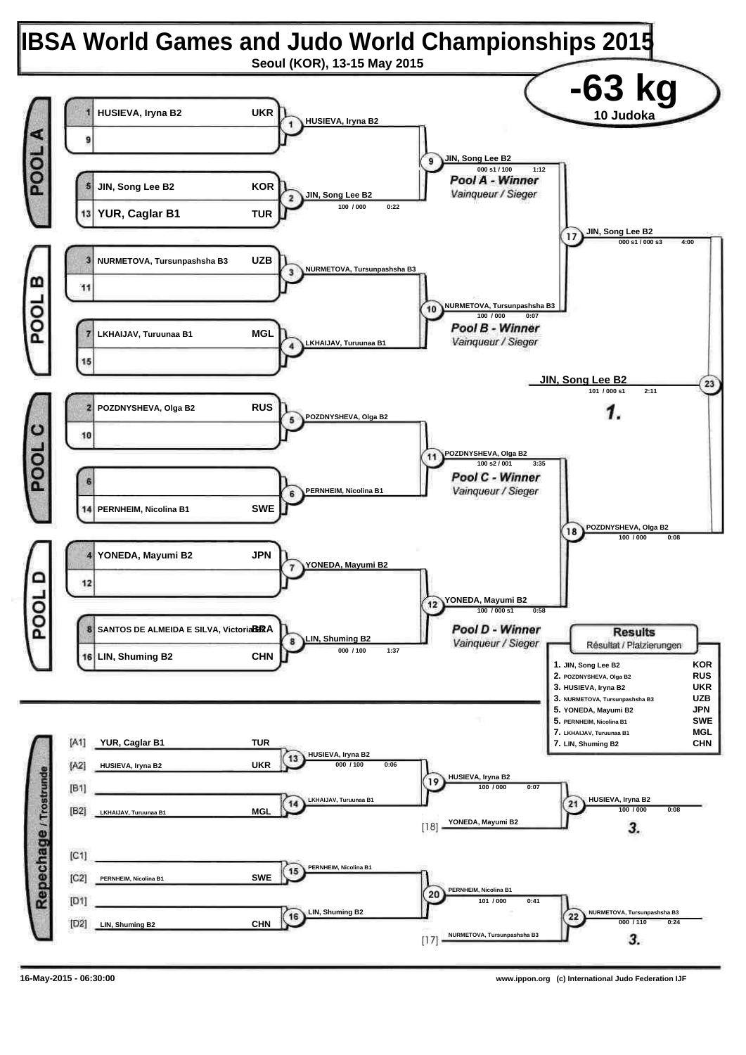# IBSA World Games and Judo World Championships 2015

**Seoul (KOR), 13-15 May 2015**

## -63 kg

**10 Judoka**

### POOL A

| Seed | Name | Country |
|---|---|---|
| 1 | HUSIEVA, Iryna B2 | UKR |
| 9 | | |
| 5 | JIN, Song Lee B2 | KOR |
| 13 | YUR, Caglar B1 | TUR |

- Match 1: HUSIEVA, Iryna B2
- Match 2: JIN, Song Lee B2 — 100 / 000 — 0:22
- Match 9: JIN, Song Lee B2 — 000 s1 / 100 — 1:12

*Pool A - Winner* / *Vainqueur / Sieger*

### POOL B

| Seed | Name | Country |
|---|---|---|
| 3 | NURMETOVA, Tursunpashsha B3 | UZB |
| 11 | | |
| 7 | LKHAIJAV, Turuunaa B1 | MGL |
| 15 | | |

- Match 3: NURMETOVA, Tursunpashsha B3
- Match 4: LKHAIJAV, Turuunaa B1
- Match 10: NURMETOVA, Tursunpashsha B3 — 100 / 000 — 0:07

*Pool B - Winner* / *Vainqueur / Sieger*

- Match 17: JIN, Song Lee B2 — 000 s1 / 000 s3 — 4:00

### POOL C

| Seed | Name | Country |
|---|---|---|
| 2 | POZDNYSHEVA, Olga B2 | RUS |
| 10 | | |
| 6 | | |
| 14 | PERNHEIM, Nicolina B1 | SWE |

- Match 5: POZDNYSHEVA, Olga B2
- Match 6: PERNHEIM, Nicolina B1
- Match 11: POZDNYSHEVA, Olga B2 — 100 s2 / 001 — 3:35

*Pool C - Winner* / *Vainqueur / Sieger*

### POOL D

| Seed | Name | Country |
|---|---|---|
| 4 | YONEDA, Mayumi B2 | JPN |
| 12 | | |
| 8 | SANTOS DE ALMEIDA E SILVA, Victoria B2 | BRA |
| 16 | LIN, Shuming B2 | CHN |

- Match 7: YONEDA, Mayumi B2
- Match 8: LIN, Shuming B2 — 000 / 100 — 1:37
- Match 12: YONEDA, Mayumi B2 — 100 / 000 s1 — 0:58

*Pool D - Winner* / *Vainqueur / Sieger*

- Match 18: POZDNYSHEVA, Olga B2 — 100 / 000 — 0:08

### Final

- Match 23: **JIN, Song Lee B2** — 101 / 000 s1 — 2:11 — **1.**

### Repechage / Trostrunde

| Pos | Name | Country |
|---|---|---|
| [A1] | YUR, Caglar B1 | TUR |
| [A2] | HUSIEVA, Iryna B2 | UKR |
| [B1] | | |
| [B2] | LKHAIJAV, Turuunaa B1 | MGL |
| [C1] | | |
| [C2] | PERNHEIM, Nicolina B1 | SWE |
| [D1] | | |
| [D2] | LIN, Shuming B2 | CHN |

- Match 13: HUSIEVA, Iryna B2 — 000 / 100 — 0:06
- Match 14: LKHAIJAV, Turuunaa B1
- Match 19: HUSIEVA, Iryna B2 — 100 / 000 — 0:07
- [18] YONEDA, Mayumi B2
- Match 21: HUSIEVA, Iryna B2 — 100 / 000 — 0:08 — **3.**
- Match 15: PERNHEIM, Nicolina B1
- Match 16: LIN, Shuming B2
- Match 20: PERNHEIM, Nicolina B1 — 101 / 000 — 0:41
- [17] NURMETOVA, Tursunpashsha B3
- Match 22: NURMETOVA, Tursunpashsha B3 — 000 / 110 — 0:24 — **3.**

### Results
Résultat / Platzierungen

| Rank | Name | Country |
|---|---|---|
| 1. | JIN, Song Lee B2 | KOR |
| 2. | POZDNYSHEVA, Olga B2 | RUS |
| 3. | HUSIEVA, Iryna B2 | UKR |
| 3. | NURMETOVA, Tursunpashsha B3 | UZB |
| 5. | YONEDA, Mayumi B2 | JPN |
| 5. | PERNHEIM, Nicolina B1 | SWE |
| 7. | LKHAIJAV, Turuunaa B1 | MGL |
| 7. | LIN, Shuming B2 | CHN |

16-May-2015 - 06:30:00

www.ippon.org (c) International Judo Federation IJF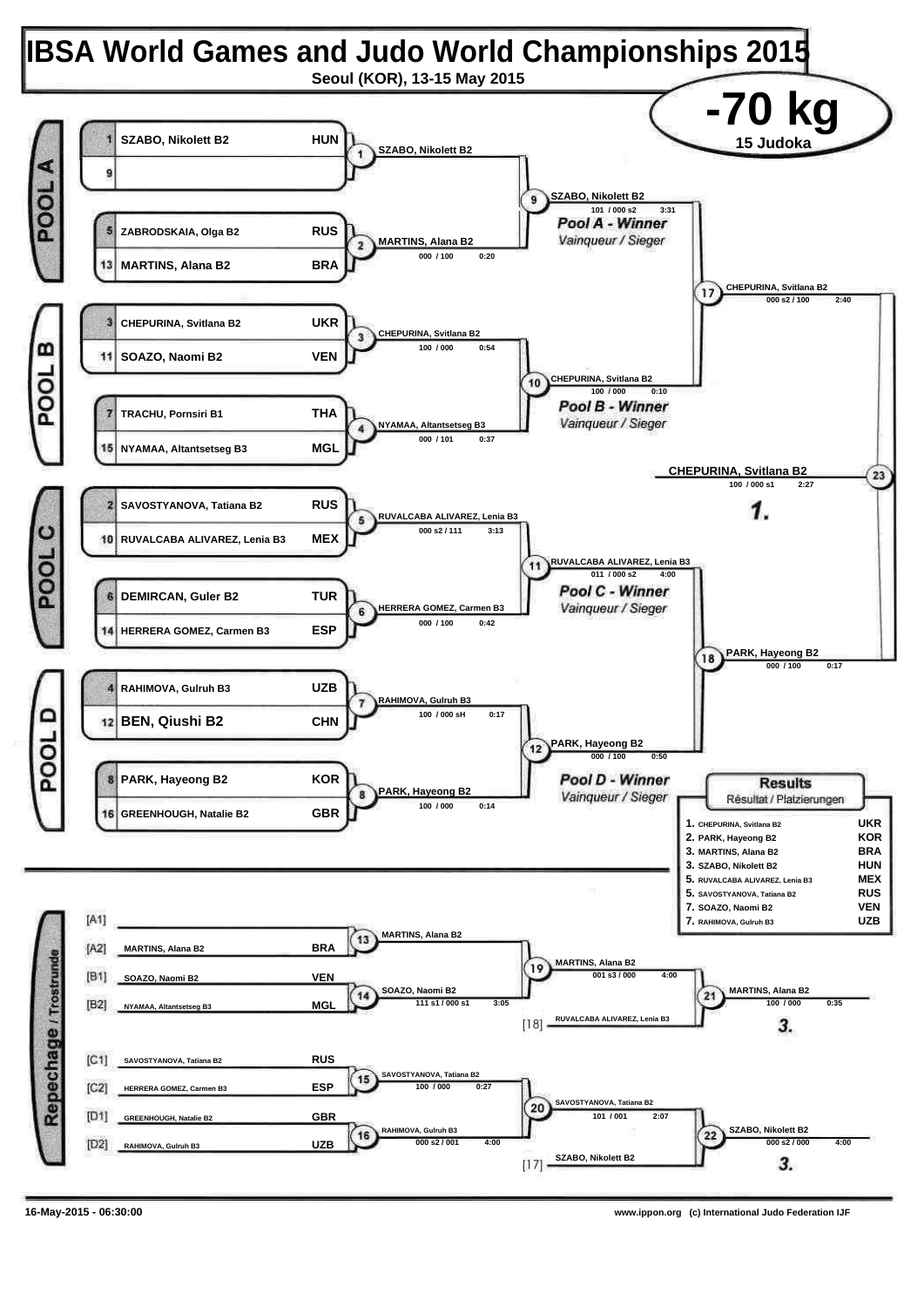# IBSA World Games and Judo World Championships 2015

Seoul (KOR), 13-15 May 2015

## -70 kg

15 Judoka

### POOL A

| Seed | Name | Country |
|---|---|---|
| 1 | SZABO, Nikolett B2 | HUN |
| 9 | | |
| 5 | ZABRODSKAIA, Olga B2 | RUS |
| 13 | MARTINS, Alana B2 | BRA |

- 1: SZABO, Nikolett B2
- 2: MARTINS, Alana B2 — 000 / 100 — 0:20
- 9: SZABO, Nikolett B2 — 101 / 000 s2 — 3:31

Pool A - Winner
Vainqueur / Sieger

### POOL B

| Seed | Name | Country |
|---|---|---|
| 3 | CHEPURINA, Svitlana B2 | UKR |
| 11 | SOAZO, Naomi B2 | VEN |
| 7 | TRACHU, Pornsiri B1 | THA |
| 15 | NYAMAA, Altantsetseg B3 | MGL |

- 3: CHEPURINA, Svitlana B2 — 100 / 000 — 0:54
- 4: NYAMAA, Altantsetseg B3 — 000 / 101 — 0:37
- 10: CHEPURINA, Svitlana B2 — 100 / 000 — 0:10

Pool B - Winner
Vainqueur / Sieger

### POOL C

| Seed | Name | Country |
|---|---|---|
| 2 | SAVOSTYANOVA, Tatiana B2 | RUS |
| 10 | RUVALCABA ALIVAREZ, Lenia B3 | MEX |
| 6 | DEMIRCAN, Guler B2 | TUR |
| 14 | HERRERA GOMEZ, Carmen B3 | ESP |

- 5: RUVALCABA ALIVAREZ, Lenia B3 — 000 s2 / 111 — 3:13
- 6: HERRERA GOMEZ, Carmen B3 — 000 / 100 — 0:42
- 11: RUVALCABA ALIVAREZ, Lenia B3 — 011 / 000 s2 — 4:00

Pool C - Winner
Vainqueur / Sieger

### POOL D

| Seed | Name | Country |
|---|---|---|
| 4 | RAHIMOVA, Gulruh B3 | UZB |
| 12 | BEN, Qiushi B2 | CHN |
| 8 | PARK, Hayeong B2 | KOR |
| 16 | GREENHOUGH, Natalie B2 | GBR |

- 7: RAHIMOVA, Gulruh B3 — 100 / 000 sH — 0:17
- 8: PARK, Hayeong B2 — 100 / 000 — 0:14
- 12: PARK, Hayeong B2 — 000 / 100 — 0:50

Pool D - Winner
Vainqueur / Sieger

### Semi-finals and Final

- 17: CHEPURINA, Svitlana B2 — 000 s2 / 100 — 2:40
- 18: PARK, Hayeong B2 — 000 / 100 — 0:17
- 23: CHEPURINA, Svitlana B2 — 100 / 000 s1 — 2:27 — 1.

### Repechage / Trostrunde

| Position | Name | Country |
|---|---|---|
| [A1] | | |
| [A2] | MARTINS, Alana B2 | BRA |
| [B1] | SOAZO, Naomi B2 | VEN |
| [B2] | NYAMAA, Altantsetseg B3 | MGL |
| [C1] | SAVOSTYANOVA, Tatiana B2 | RUS |
| [C2] | HERRERA GOMEZ, Carmen B3 | ESP |
| [D1] | GREENHOUGH, Natalie B2 | GBR |
| [D2] | RAHIMOVA, Gulruh B3 | UZB |

- 13: MARTINS, Alana B2
- 14: SOAZO, Naomi B2 — 111 s1 / 000 s1 — 3:05
- 19: MARTINS, Alana B2 — 001 s3 / 000 — 4:00
- [18] RUVALCABA ALIVAREZ, Lenia B3
- 21: MARTINS, Alana B2 — 100 / 000 — 0:35 — 3.
- 15: SAVOSTYANOVA, Tatiana B2 — 100 / 000 — 0:27
- 16: RAHIMOVA, Gulruh B3 — 000 s2 / 001 — 4:00
- 20: SAVOSTYANOVA, Tatiana B2 — 101 / 001 — 2:07
- [17] SZABO, Nikolett B2
- 22: SZABO, Nikolett B2 — 000 s2 / 000 — 4:00 — 3.

### Results

Résultat / Platzierungen

| Rank | Name | Country |
|---|---|---|
| 1. | CHEPURINA, Svitlana B2 | UKR |
| 2. | PARK, Hayeong B2 | KOR |
| 3. | MARTINS, Alana B2 | BRA |
| 3. | SZABO, Nikolett B2 | HUN |
| 5. | RUVALCABA ALIVAREZ, Lenia B3 | MEX |
| 5. | SAVOSTYANOVA, Tatiana B2 | RUS |
| 7. | SOAZO, Naomi B2 | VEN |
| 7. | RAHIMOVA, Gulruh B3 | UZB |

16-May-2015 - 06:30:00

www.ippon.org (c) International Judo Federation IJF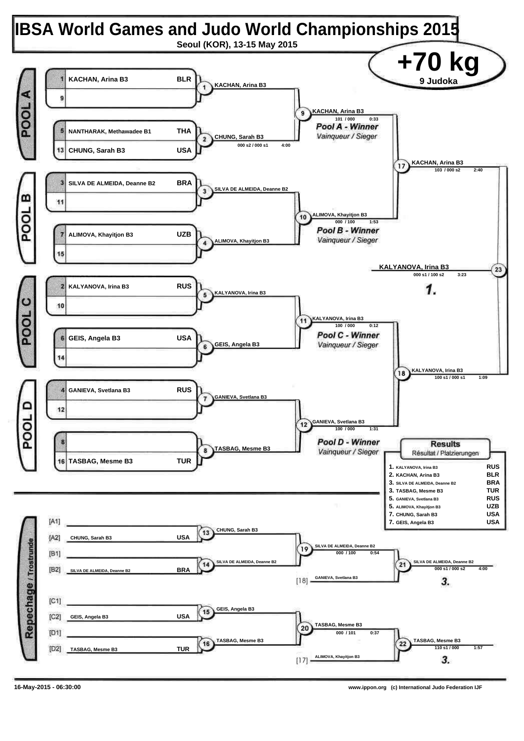# IBSA World Games and Judo World Championships 2015

Seoul (KOR), 13-15 May 2015

## +70 kg

9 Judoka

### POOL A

| Seed | Name | Country |
|---|---|---|
| 1 | KACHAN, Arina B3 | BLR |
| 9 | | |
| 5 | NANTHARAK, Methawadee B1 | THA |
| 13 | CHUNG, Sarah B3 | USA |

- Contest 1: KACHAN, Arina B3
- Contest 2: CHUNG, Sarah B3 — 000 s2 / 000 s1 — 4:00
- Contest 9: KACHAN, Arina B3 — 101 / 000 — 0:33

*Pool A - Winner* / Vainqueur / Sieger

### POOL B

| Seed | Name | Country |
|---|---|---|
| 3 | SILVA DE ALMEIDA, Deanne B2 | BRA |
| 11 | | |
| 7 | ALIMOVA, Khayitjon B3 | UZB |
| 15 | | |

- Contest 3: SILVA DE ALMEIDA, Deanne B2
- Contest 4: ALIMOVA, Khayitjon B3
- Contest 10: ALIMOVA, Khayitjon B3 — 000 / 100 — 1:53

*Pool B - Winner* / Vainqueur / Sieger

### POOL C

| Seed | Name | Country |
|---|---|---|
| 2 | KALYANOVA, Irina B3 | RUS |
| 10 | | |
| 6 | GEIS, Angela B3 | USA |
| 14 | | |

- Contest 5: KALYANOVA, Irina B3
- Contest 6: GEIS, Angela B3
- Contest 11: KALYANOVA, Irina B3 — 100 / 000 — 0:12

*Pool C - Winner* / Vainqueur / Sieger

### POOL D

| Seed | Name | Country |
|---|---|---|
| 4 | GANIEVA, Svetlana B3 | RUS |
| 12 | | |
| 8 | | |
| 16 | TASBAG, Mesme B3 | TUR |

- Contest 7: GANIEVA, Svetlana B3
- Contest 8: TASBAG, Mesme B3
- Contest 12: GANIEVA, Svetlana B3 — 100 / 000 — 1:31

*Pool D - Winner* / Vainqueur / Sieger

### Semi-finals and Final

- Contest 17: KACHAN, Arina B3 — 103 / 000 s2 — 2:40
- Contest 18: KALYANOVA, Irina B3 — 100 s1 / 000 s1 — 1:09
- Contest 23: KALYANOVA, Irina B3 — 000 s1 / 100 s2 — 3:23 — **1.**

### Repechage / Trostrunde

| Slot | Name | Country |
|---|---|---|
| [A1] | | |
| [A2] | CHUNG, Sarah B3 | USA |
| [B1] | | |
| [B2] | SILVA DE ALMEIDA, Deanne B2 | BRA |
| [C1] | | |
| [C2] | GEIS, Angela B3 | USA |
| [D1] | | |
| [D2] | TASBAG, Mesme B3 | TUR |

- Contest 13: CHUNG, Sarah B3
- Contest 14: SILVA DE ALMEIDA, Deanne B2
- Contest 19: SILVA DE ALMEIDA, Deanne B2 — 000 / 100 — 0:54
- Contest 21: SILVA DE ALMEIDA, Deanne B2 (vs [18] GANIEVA, Svetlana B3) — 000 s1 / 000 s2 — 4:00 — **3.**
- Contest 15: GEIS, Angela B3
- Contest 16: TASBAG, Mesme B3
- Contest 20: TASBAG, Mesme B3 — 000 / 101 — 0:37
- Contest 22: TASBAG, Mesme B3 (vs [17] ALIMOVA, Khayitjon B3) — 110 s1 / 000 — 1:57 — **3.**

### Results

Résultat / Platzierungen

| Place | Name | Country |
|---|---|---|
| 1. | KALYANOVA, Irina B3 | RUS |
| 2. | KACHAN, Arina B3 | BLR |
| 3. | SILVA DE ALMEIDA, Deanne B2 | BRA |
| 3. | TASBAG, Mesme B3 | TUR |
| 5. | GANIEVA, Svetlana B3 | RUS |
| 5. | ALIMOVA, Khayitjon B3 | UZB |
| 7. | CHUNG, Sarah B3 | USA |
| 7. | GEIS, Angela B3 | USA |

16-May-2015 - 06:30:00

www.ippon.org (c) International Judo Federation IJF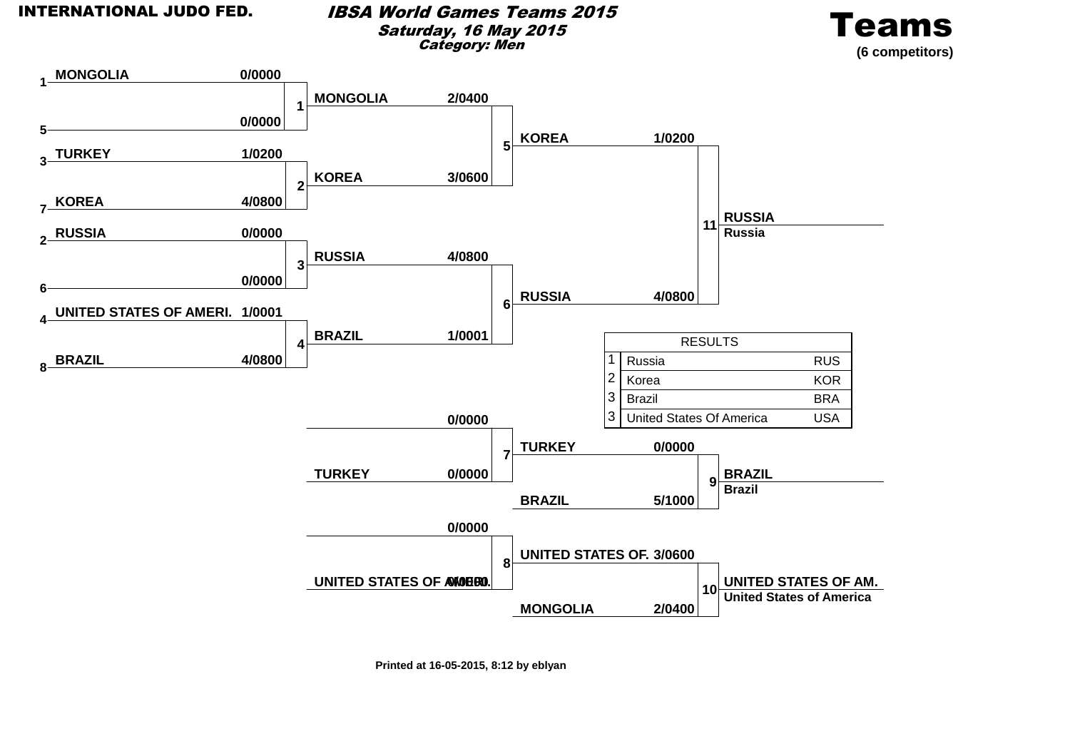INTERNATIONAL JUDO FED.

# IBSA World Games Teams 2015

**Saturday, 16 May 2015**

**Category: Men**

# Teams

**(6 competitors)**

### Main bracket

| Seed | Team | Score |
|---|---|---|
| 1 | MONGOLIA | 0/0000 |
| 5 | | 0/0000 |
| 3 | TURKEY | 1/0200 |
| 7 | KOREA | 4/0800 |
| 2 | RUSSIA | 0/0000 |
| 6 | | 0/0000 |
| 4 | UNITED STATES OF AMERI. | 1/0001 |
| 8 | BRAZIL | 4/0800 |

| Contest | Team | Score |
|---|---|---|
| 1 | MONGOLIA | 2/0400 |
| 2 | KOREA | 3/0600 |
| 3 | RUSSIA | 4/0800 |
| 4 | BRAZIL | 1/0001 |

| Contest | Team | Score |
|---|---|---|
| 5 | KOREA | 1/0200 |
| 6 | RUSSIA | 4/0800 |

| Contest | Winner |
|---|---|
| 11 | RUSSIA (Russia) |

### Repechage

| Contest | Team | Score |
|---|---|---|
| 7 | | 0/0000 |
| 7 | TURKEY | 0/0000 |
| 8 | | 0/0000 |
| 8 | UNITED STATES OF AMERI. | 0/0000 |

| Contest | Team | Score |
|---|---|---|
| 9 | TURKEY | 0/0000 |
| 9 | BRAZIL | 5/1000 |
| 10 | UNITED STATES OF. | 3/0600 |
| 10 | MONGOLIA | 2/0400 |

| Contest | Winner |
|---|---|
| 9 | BRAZIL (Brazil) |
| 10 | UNITED STATES OF AM. (United States of America) |

### RESULTS

| | | |
|---|---|---|
| 1 | Russia | RUS |
| 2 | Korea | KOR |
| 3 | Brazil | BRA |
| 3 | United States Of America | USA |

Printed at 16-05-2015, 8:12 by eblyan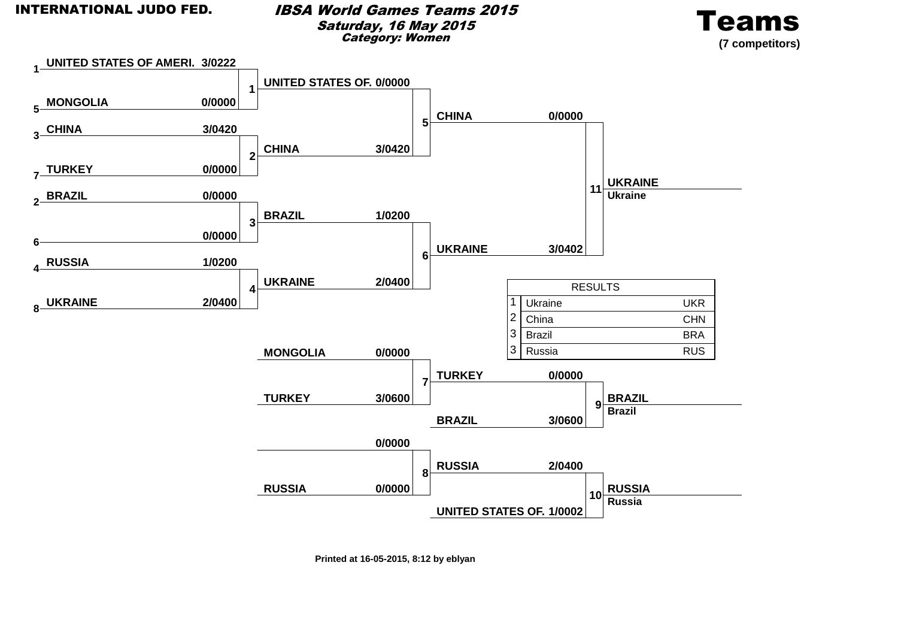INTERNATIONAL JUDO FED.

# IBSA World Games Teams 2015

**Saturday, 16 May 2015**

**Category: Women**

# Teams

**(7 competitors)**

1 UNITED STATES OF AMERI. 3/0222
5 MONGOLIA 0/0000
3 CHINA 3/0420
7 TURKEY 0/0000
2 BRAZIL 0/0000
6 0/0000
4 RUSSIA 1/0200
8 UKRAINE 2/0400

1 UNITED STATES OF. 0/0000
2 CHINA 3/0420
3 BRAZIL 1/0200
4 UKRAINE 2/0400

5 CHINA 0/0000
6 UKRAINE 3/0402

11 UKRAINE
Ukraine

| RESULTS | | |
|---|---|---|
| 1 | Ukraine | UKR |
| 2 | China | CHN |
| 3 | Brazil | BRA |
| 3 | Russia | RUS |

MONGOLIA 0/0000
TURKEY 3/0600
7 TURKEY 0/0000
BRAZIL 3/0600
9 BRAZIL
Brazil

0/0000
RUSSIA 0/0000
8 RUSSIA 2/0400
UNITED STATES OF. 1/0002
10 RUSSIA
Russia

Printed at 16-05-2015, 8:12 by eblyan